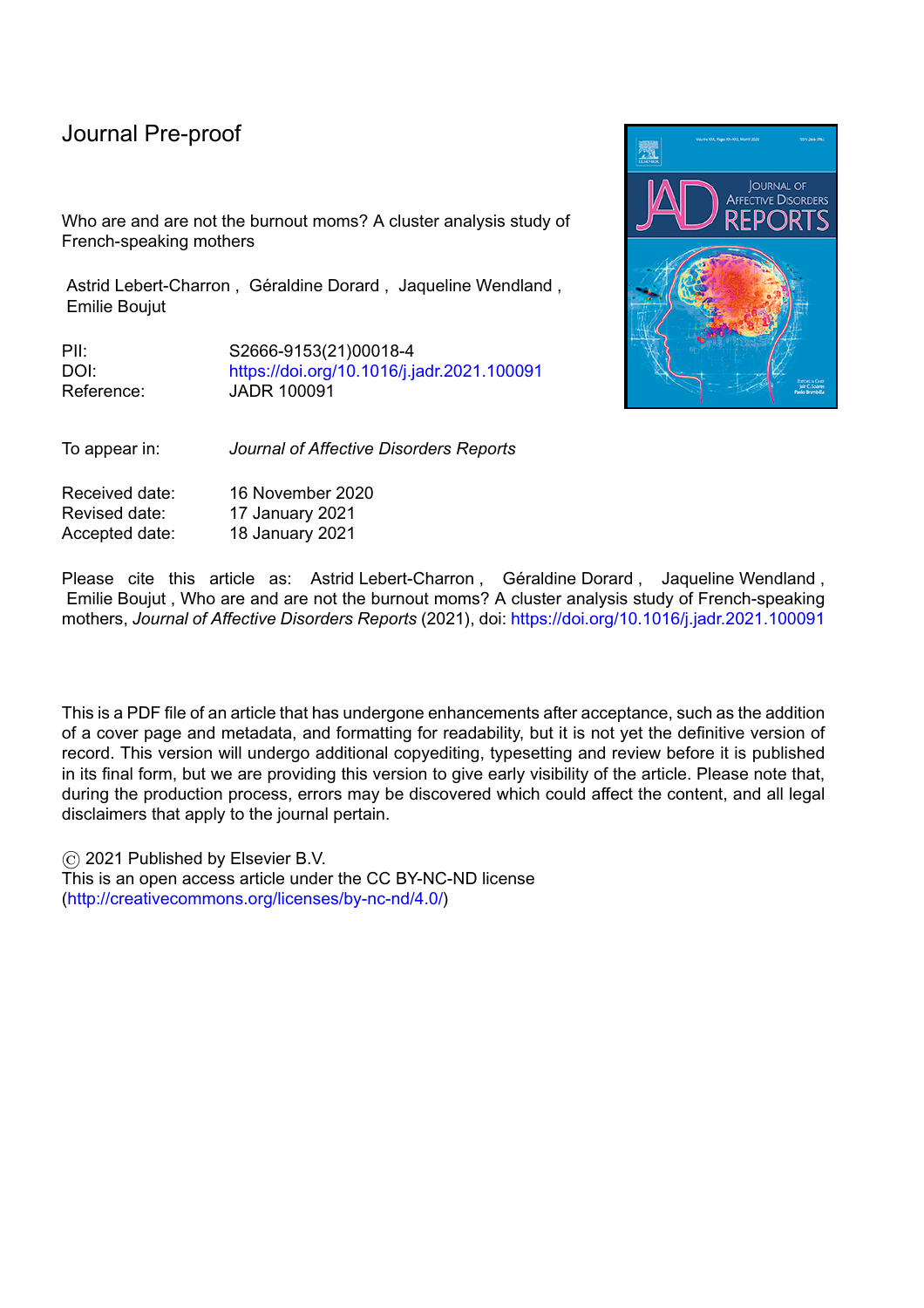Journal Pre-proof

Who are and are not the burnout moms? A cluster analysis study of French-speaking mothers

Astrid Lebert-Charron , Géraldine Dorard , Jaqueline Wendland , Emilie Boujut

PII: S2666-9153(21)00018-4
DOI: https://doi.org/10.1016/j.jadr.2021.100091
Reference: JADR 100091

To appear in: *Journal of Affective Disorders Reports*

Received date: 16 November 2020
Revised date: 17 January 2021
Accepted date: 18 January 2021

Please cite this article as: Astrid Lebert-Charron , Géraldine Dorard , Jaqueline Wendland , Emilie Boujut , Who are and are not the burnout moms? A cluster analysis study of French-speaking mothers, *Journal of Affective Disorders Reports* (2021), doi: https://doi.org/10.1016/j.jadr.2021.100091

This is a PDF file of an article that has undergone enhancements after acceptance, such as the addition of a cover page and metadata, and formatting for readability, but it is not yet the definitive version of record. This version will undergo additional copyediting, typesetting and review before it is published in its final form, but we are providing this version to give early visibility of the article. Please note that, during the production process, errors may be discovered which could affect the content, and all legal disclaimers that apply to the journal pertain.

© 2021 Published by Elsevier B.V.
This is an open access article under the CC BY-NC-ND license (http://creativecommons.org/licenses/by-nc-nd/4.0/)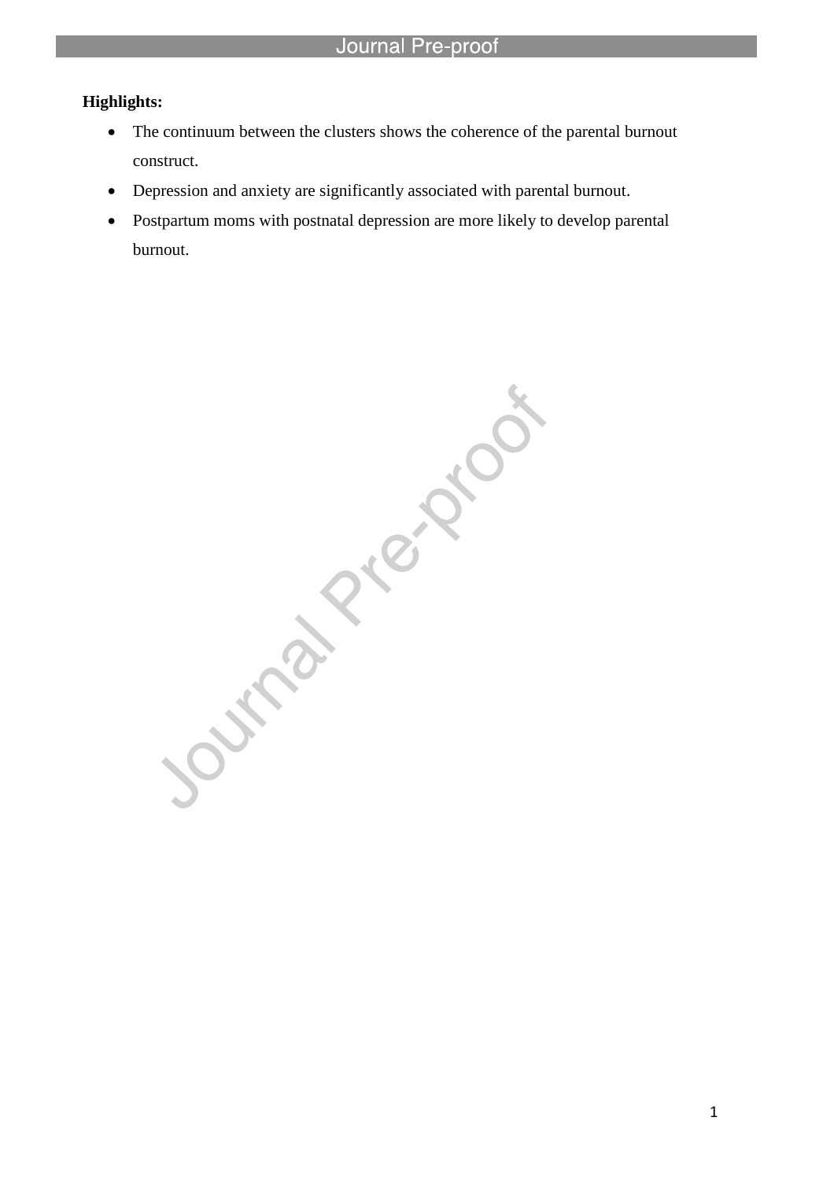**Highlights:**

- The continuum between the clusters shows the coherence of the parental burnout construct.
- Depression and anxiety are significantly associated with parental burnout.
- Postpartum moms with postnatal depression are more likely to develop parental burnout.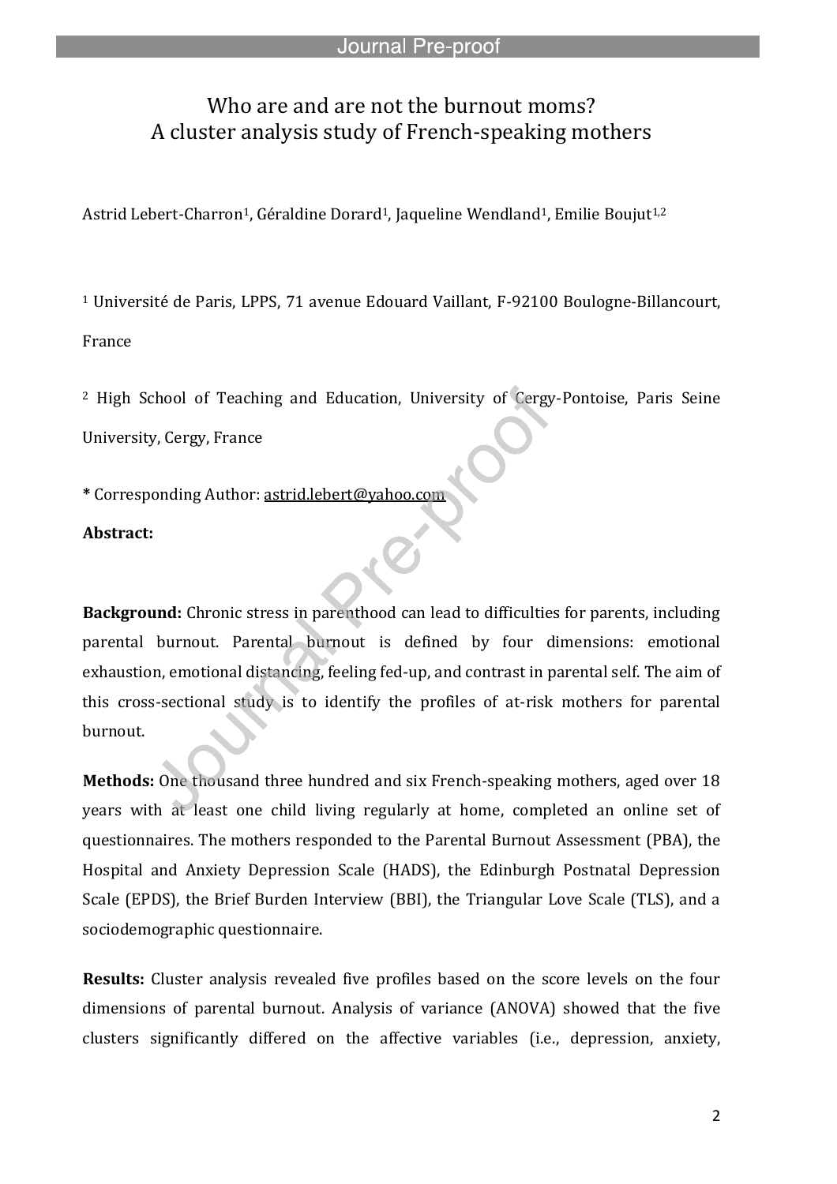# Who are and are not the burnout moms?
# A cluster analysis study of French-speaking mothers

Astrid Lebert-Charron[1], Géraldine Dorard[1], Jaqueline Wendland[1], Emilie Boujut[1,2]

[1] Université de Paris, LPPS, 71 avenue Edouard Vaillant, F-92100 Boulogne-Billancourt, France

[2] High School of Teaching and Education, University of Cergy-Pontoise, Paris Seine University, Cergy, France

**\*** Corresponding Author: astrid.lebert@yahoo.com

**Abstract:**

**Background:** Chronic stress in parenthood can lead to difficulties for parents, including parental burnout. Parental burnout is defined by four dimensions: emotional exhaustion, emotional distancing, feeling fed-up, and contrast in parental self. The aim of this cross-sectional study is to identify the profiles of at-risk mothers for parental burnout.

**Methods:** One thousand three hundred and six French-speaking mothers, aged over 18 years with at least one child living regularly at home, completed an online set of questionnaires. The mothers responded to the Parental Burnout Assessment (PBA), the Hospital and Anxiety Depression Scale (HADS), the Edinburgh Postnatal Depression Scale (EPDS), the Brief Burden Interview (BBI), the Triangular Love Scale (TLS), and a sociodemographic questionnaire.

**Results:** Cluster analysis revealed five profiles based on the score levels on the four dimensions of parental burnout. Analysis of variance (ANOVA) showed that the five clusters significantly differed on the affective variables (i.e., depression, anxiety,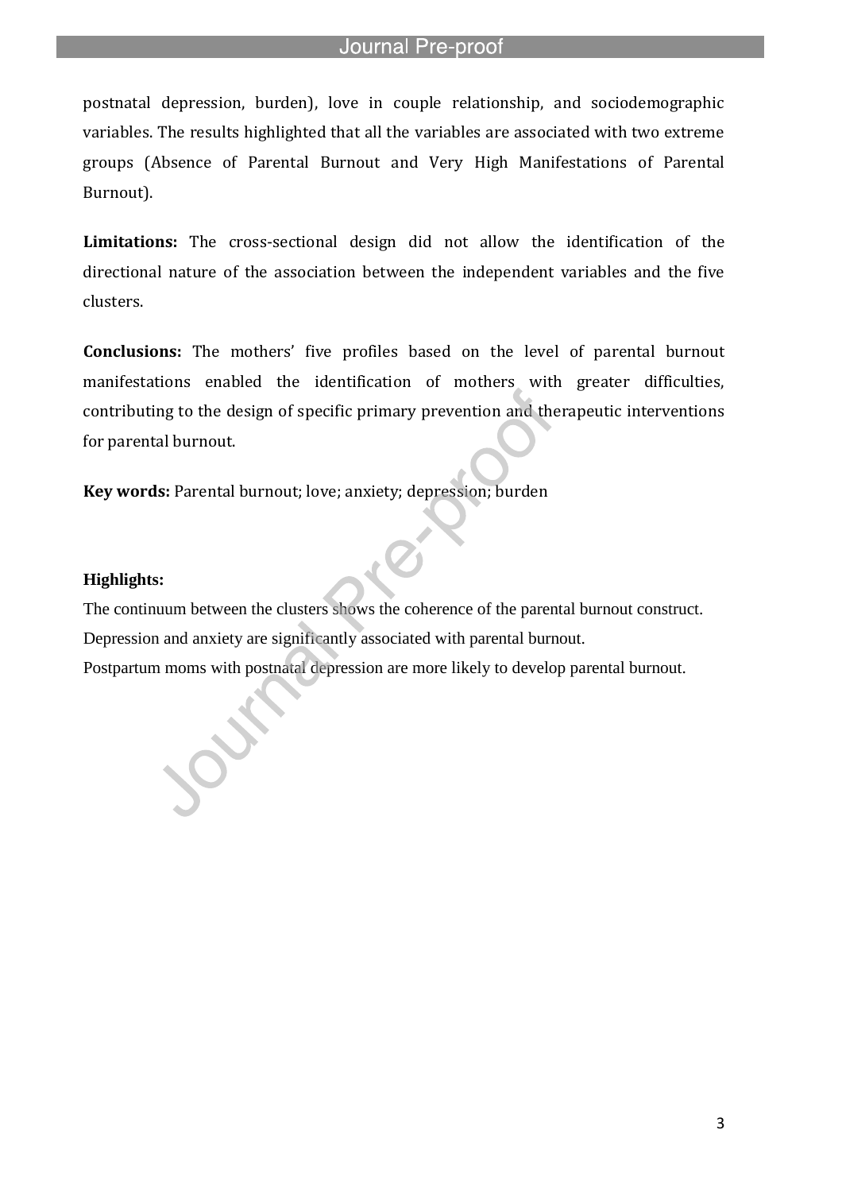postnatal depression, burden), love in couple relationship, and sociodemographic variables. The results highlighted that all the variables are associated with two extreme groups (Absence of Parental Burnout and Very High Manifestations of Parental Burnout).

**Limitations:** The cross-sectional design did not allow the identification of the directional nature of the association between the independent variables and the five clusters.

**Conclusions:** The mothers' five profiles based on the level of parental burnout manifestations enabled the identification of mothers with greater difficulties, contributing to the design of specific primary prevention and therapeutic interventions for parental burnout.

**Key words:** Parental burnout; love; anxiety; depression; burden

**Highlights:**

The continuum between the clusters shows the coherence of the parental burnout construct.

Depression and anxiety are significantly associated with parental burnout.

Postpartum moms with postnatal depression are more likely to develop parental burnout.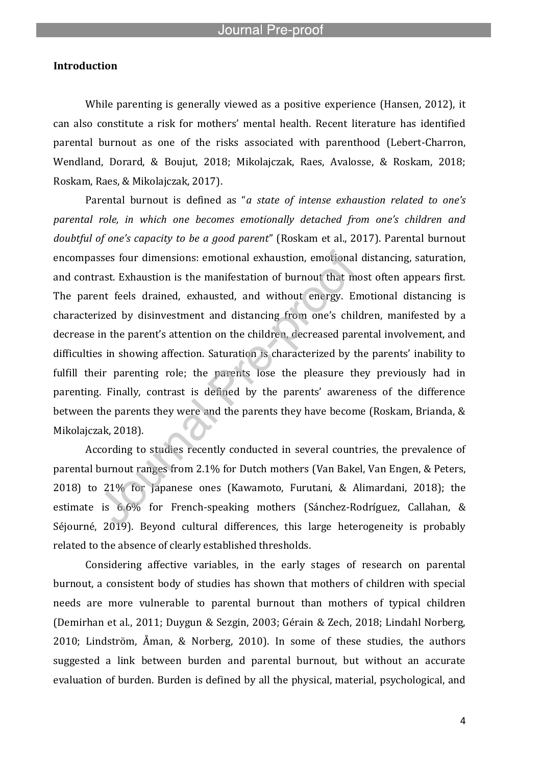## Introduction

While parenting is generally viewed as a positive experience (Hansen, 2012), it can also constitute a risk for mothers' mental health. Recent literature has identified parental burnout as one of the risks associated with parenthood (Lebert-Charron, Wendland, Dorard, & Boujut, 2018; Mikolajczak, Raes, Avalosse, & Roskam, 2018; Roskam, Raes, & Mikolajczak, 2017).

Parental burnout is defined as "*a state of intense exhaustion related to one's parental role, in which one becomes emotionally detached from one's children and doubtful of one's capacity to be a good parent*" (Roskam et al., 2017). Parental burnout encompasses four dimensions: emotional exhaustion, emotional distancing, saturation, and contrast. Exhaustion is the manifestation of burnout that most often appears first. The parent feels drained, exhausted, and without energy. Emotional distancing is characterized by disinvestment and distancing from one's children, manifested by a decrease in the parent's attention on the children, decreased parental involvement, and difficulties in showing affection. Saturation is characterized by the parents' inability to fulfill their parenting role; the parents lose the pleasure they previously had in parenting. Finally, contrast is defined by the parents' awareness of the difference between the parents they were and the parents they have become (Roskam, Brianda, & Mikolajczak, 2018).

According to studies recently conducted in several countries, the prevalence of parental burnout ranges from 2.1% for Dutch mothers (Van Bakel, Van Engen, & Peters, 2018) to 21% for Japanese ones (Kawamoto, Furutani, & Alimardani, 2018); the estimate is 6.6% for French-speaking mothers (Sánchez-Rodríguez, Callahan, & Séjourné, 2019). Beyond cultural differences, this large heterogeneity is probably related to the absence of clearly established thresholds.

Considering affective variables, in the early stages of research on parental burnout, a consistent body of studies has shown that mothers of children with special needs are more vulnerable to parental burnout than mothers of typical children (Demirhan et al., 2011; Duygun & Sezgin, 2003; Gérain & Zech, 2018; Lindahl Norberg, 2010; Lindström, Åman, & Norberg, 2010). In some of these studies, the authors suggested a link between burden and parental burnout, but without an accurate evaluation of burden. Burden is defined by all the physical, material, psychological, and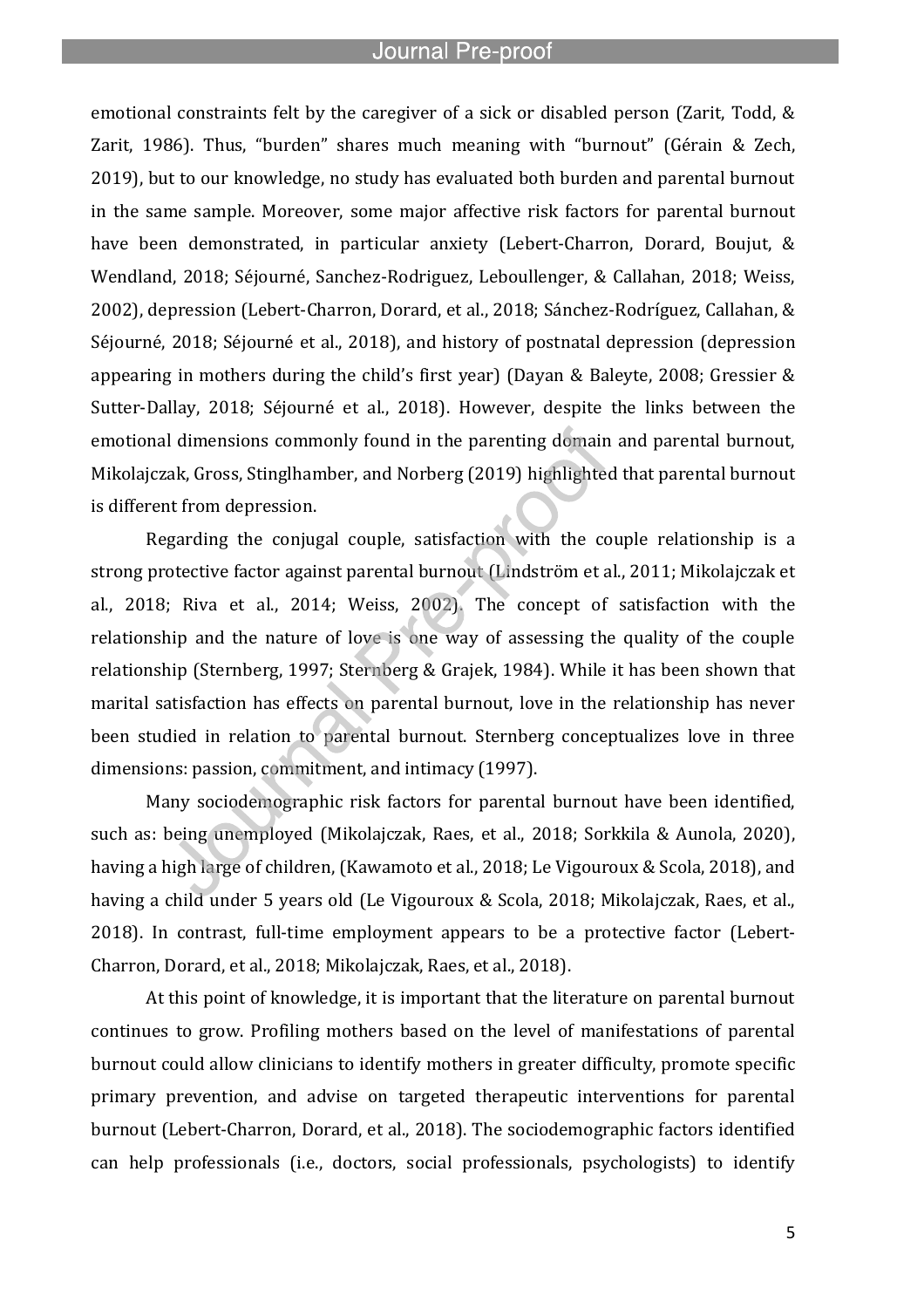emotional constraints felt by the caregiver of a sick or disabled person (Zarit, Todd, & Zarit, 1986). Thus, "burden" shares much meaning with "burnout" (Gérain & Zech, 2019), but to our knowledge, no study has evaluated both burden and parental burnout in the same sample. Moreover, some major affective risk factors for parental burnout have been demonstrated, in particular anxiety (Lebert-Charron, Dorard, Boujut, & Wendland, 2018; Séjourné, Sanchez-Rodriguez, Leboullenger, & Callahan, 2018; Weiss, 2002), depression (Lebert-Charron, Dorard, et al., 2018; Sánchez-Rodríguez, Callahan, & Séjourné, 2018; Séjourné et al., 2018), and history of postnatal depression (depression appearing in mothers during the child's first year) (Dayan & Baleyte, 2008; Gressier & Sutter-Dallay, 2018; Séjourné et al., 2018). However, despite the links between the emotional dimensions commonly found in the parenting domain and parental burnout, Mikolajczak, Gross, Stinglhamber, and Norberg (2019) highlighted that parental burnout is different from depression.

Regarding the conjugal couple, satisfaction with the couple relationship is a strong protective factor against parental burnout (Lindström et al., 2011; Mikolajczak et al., 2018; Riva et al., 2014; Weiss, 2002). The concept of satisfaction with the relationship and the nature of love is one way of assessing the quality of the couple relationship (Sternberg, 1997; Sternberg & Grajek, 1984). While it has been shown that marital satisfaction has effects on parental burnout, love in the relationship has never been studied in relation to parental burnout. Sternberg conceptualizes love in three dimensions: passion, commitment, and intimacy (1997).

Many sociodemographic risk factors for parental burnout have been identified, such as: being unemployed (Mikolajczak, Raes, et al., 2018; Sorkkila & Aunola, 2020), having a high large of children, (Kawamoto et al., 2018; Le Vigouroux & Scola, 2018), and having a child under 5 years old (Le Vigouroux & Scola, 2018; Mikolajczak, Raes, et al., 2018). In contrast, full-time employment appears to be a protective factor (Lebert-Charron, Dorard, et al., 2018; Mikolajczak, Raes, et al., 2018).

At this point of knowledge, it is important that the literature on parental burnout continues to grow. Profiling mothers based on the level of manifestations of parental burnout could allow clinicians to identify mothers in greater difficulty, promote specific primary prevention, and advise on targeted therapeutic interventions for parental burnout (Lebert-Charron, Dorard, et al., 2018). The sociodemographic factors identified can help professionals (i.e., doctors, social professionals, psychologists) to identify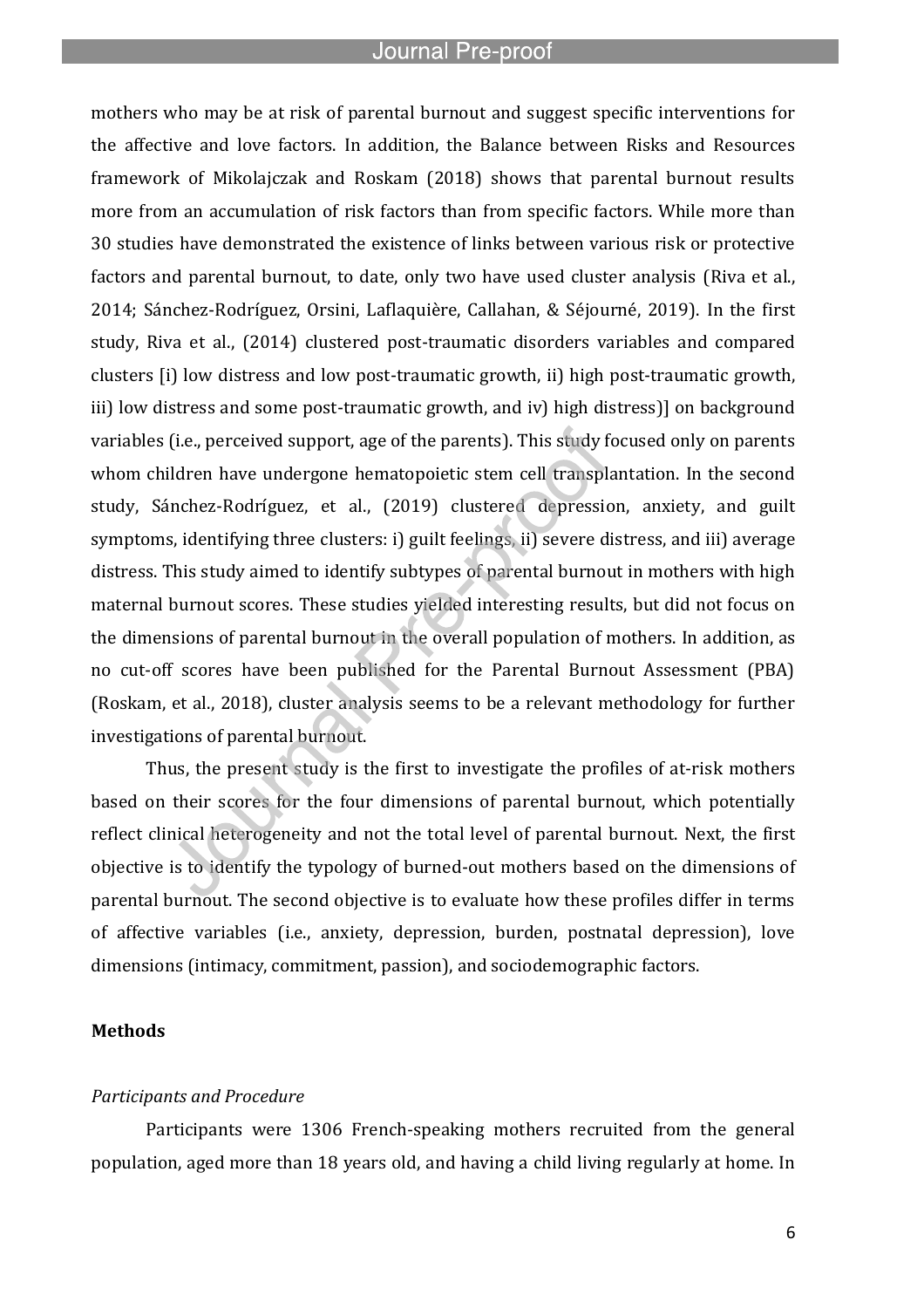mothers who may be at risk of parental burnout and suggest specific interventions for the affective and love factors. In addition, the Balance between Risks and Resources framework of Mikolajczak and Roskam (2018) shows that parental burnout results more from an accumulation of risk factors than from specific factors. While more than 30 studies have demonstrated the existence of links between various risk or protective factors and parental burnout, to date, only two have used cluster analysis (Riva et al., 2014; Sánchez-Rodríguez, Orsini, Laflaquière, Callahan, & Séjourné, 2019). In the first study, Riva et al., (2014) clustered post-traumatic disorders variables and compared clusters [i) low distress and low post-traumatic growth, ii) high post-traumatic growth, iii) low distress and some post-traumatic growth, and iv) high distress)] on background variables (i.e., perceived support, age of the parents). This study focused only on parents whom children have undergone hematopoietic stem cell transplantation. In the second study, Sánchez-Rodríguez, et al., (2019) clustered depression, anxiety, and guilt symptoms, identifying three clusters: i) guilt feelings, ii) severe distress, and iii) average distress. This study aimed to identify subtypes of parental burnout in mothers with high maternal burnout scores. These studies yielded interesting results, but did not focus on the dimensions of parental burnout in the overall population of mothers. In addition, as no cut-off scores have been published for the Parental Burnout Assessment (PBA) (Roskam, et al., 2018), cluster analysis seems to be a relevant methodology for further investigations of parental burnout.

Thus, the present study is the first to investigate the profiles of at-risk mothers based on their scores for the four dimensions of parental burnout, which potentially reflect clinical heterogeneity and not the total level of parental burnout. Next, the first objective is to identify the typology of burned-out mothers based on the dimensions of parental burnout. The second objective is to evaluate how these profiles differ in terms of affective variables (i.e., anxiety, depression, burden, postnatal depression), love dimensions (intimacy, commitment, passion), and sociodemographic factors.

## Methods

### *Participants and Procedure*

Participants were 1306 French-speaking mothers recruited from the general population, aged more than 18 years old, and having a child living regularly at home. In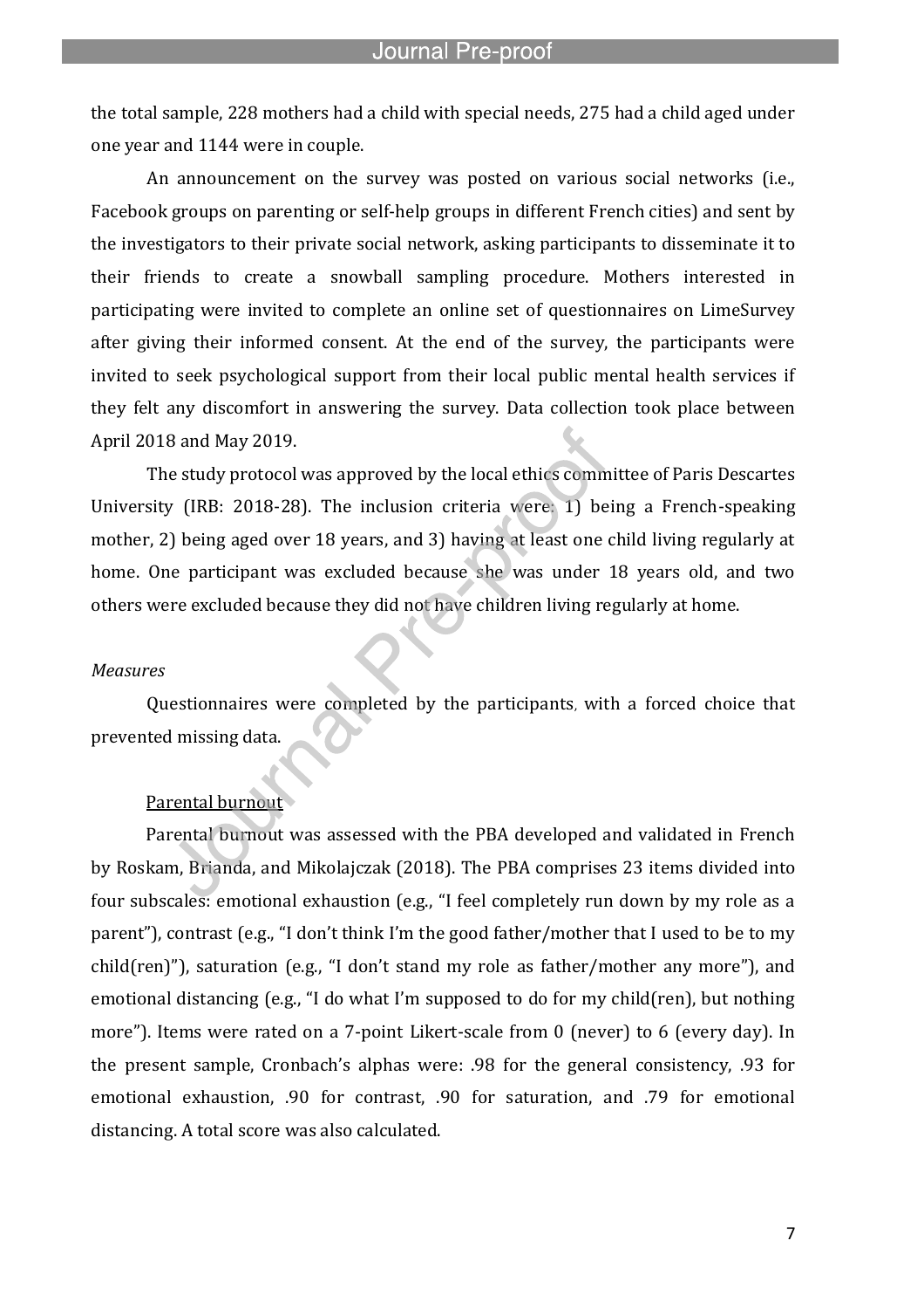the total sample, 228 mothers had a child with special needs, 275 had a child aged under one year and 1144 were in couple.

An announcement on the survey was posted on various social networks (i.e., Facebook groups on parenting or self-help groups in different French cities) and sent by the investigators to their private social network, asking participants to disseminate it to their friends to create a snowball sampling procedure. Mothers interested in participating were invited to complete an online set of questionnaires on LimeSurvey after giving their informed consent. At the end of the survey, the participants were invited to seek psychological support from their local public mental health services if they felt any discomfort in answering the survey. Data collection took place between April 2018 and May 2019.

The study protocol was approved by the local ethics committee of Paris Descartes University (IRB: 2018-28). The inclusion criteria were: 1) being a French-speaking mother, 2) being aged over 18 years, and 3) having at least one child living regularly at home. One participant was excluded because she was under 18 years old, and two others were excluded because they did not have children living regularly at home.

*Measures*

Questionnaires were completed by the participants, with a forced choice that prevented missing data.

Parental burnout

Parental burnout was assessed with the PBA developed and validated in French by Roskam, Brianda, and Mikolajczak (2018). The PBA comprises 23 items divided into four subscales: emotional exhaustion (e.g., "I feel completely run down by my role as a parent"), contrast (e.g., "I don't think I'm the good father/mother that I used to be to my child(ren)"), saturation (e.g., "I don't stand my role as father/mother any more"), and emotional distancing (e.g., "I do what I'm supposed to do for my child(ren), but nothing more"). Items were rated on a 7-point Likert-scale from 0 (never) to 6 (every day). In the present sample, Cronbach's alphas were: .98 for the general consistency, .93 for emotional exhaustion, .90 for contrast, .90 for saturation, and .79 for emotional distancing. A total score was also calculated.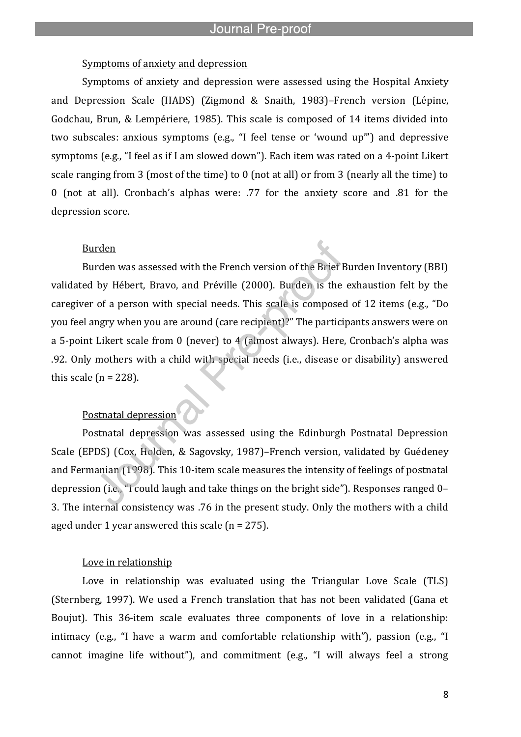### Symptoms of anxiety and depression

Symptoms of anxiety and depression were assessed using the Hospital Anxiety and Depression Scale (HADS) (Zigmond & Snaith, 1983)–French version (Lépine, Godchau, Brun, & Lempériere, 1985). This scale is composed of 14 items divided into two subscales: anxious symptoms (e.g., "I feel tense or 'wound up'") and depressive symptoms (e.g., "I feel as if I am slowed down"). Each item was rated on a 4-point Likert scale ranging from 3 (most of the time) to 0 (not at all) or from 3 (nearly all the time) to 0 (not at all). Cronbach's alphas were: .77 for the anxiety score and .81 for the depression score.

### Burden

Burden was assessed with the French version of the Brief Burden Inventory (BBI) validated by Hébert, Bravo, and Préville (2000). Burden is the exhaustion felt by the caregiver of a person with special needs. This scale is composed of 12 items (e.g., "Do you feel angry when you are around (care recipient)?" The participants answers were on a 5-point Likert scale from 0 (never) to 4 (almost always). Here, Cronbach's alpha was .92. Only mothers with a child with special needs (i.e., disease or disability) answered this scale (n = 228).

### Postnatal depression

Postnatal depression was assessed using the Edinburgh Postnatal Depression Scale (EPDS) (Cox, Holden, & Sagovsky, 1987)–French version, validated by Guédeney and Fermanian (1998). This 10-item scale measures the intensity of feelings of postnatal depression (i.e., "I could laugh and take things on the bright side"). Responses ranged 0–3. The internal consistency was .76 in the present study. Only the mothers with a child aged under 1 year answered this scale (n = 275).

### Love in relationship

Love in relationship was evaluated using the Triangular Love Scale (TLS) (Sternberg, 1997). We used a French translation that has not been validated (Gana et Boujut). This 36-item scale evaluates three components of love in a relationship: intimacy (e.g., "I have a warm and comfortable relationship with"), passion (e.g., "I cannot imagine life without"), and commitment (e.g., "I will always feel a strong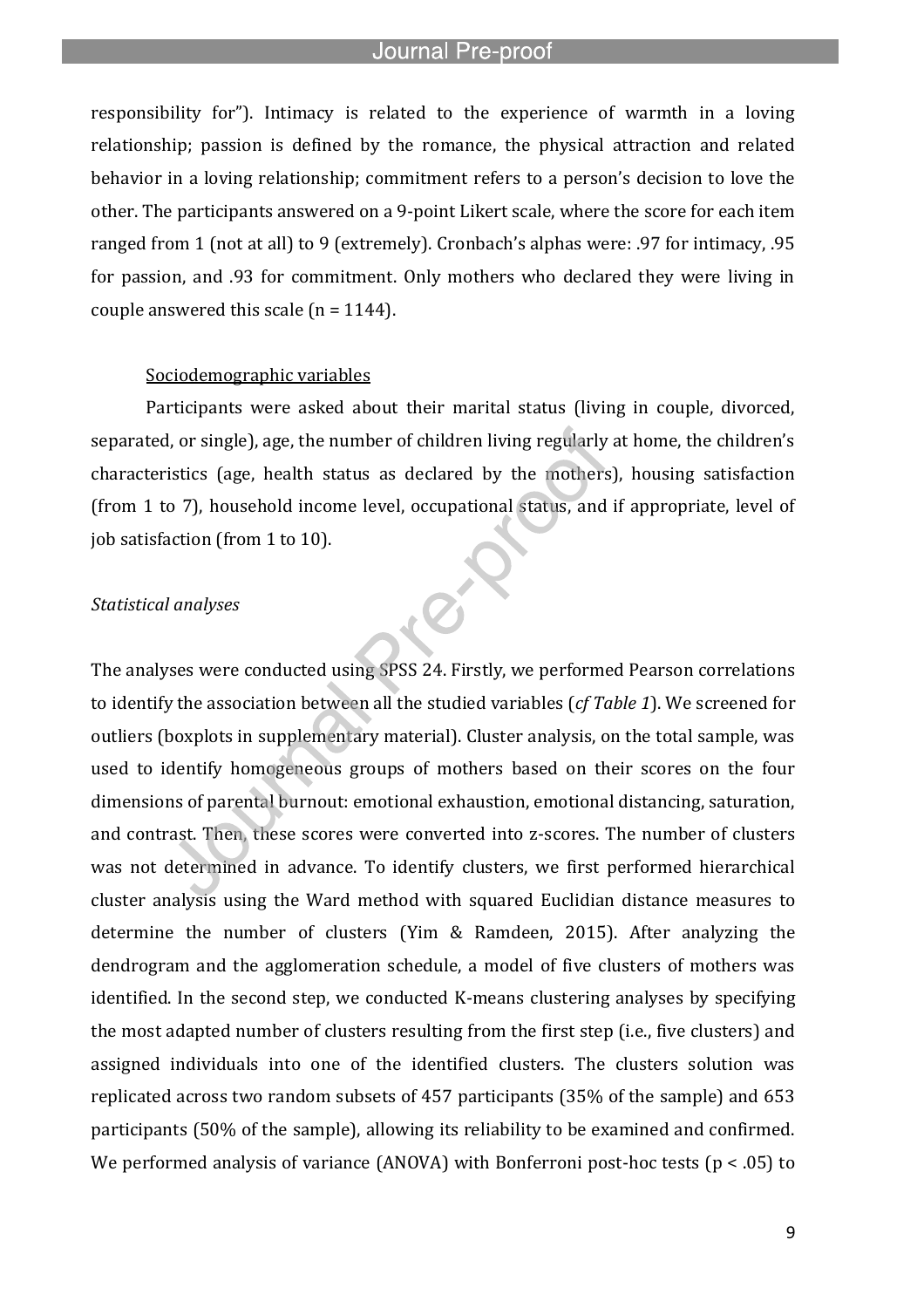responsibility for"). Intimacy is related to the experience of warmth in a loving relationship; passion is defined by the romance, the physical attraction and related behavior in a loving relationship; commitment refers to a person's decision to love the other. The participants answered on a 9-point Likert scale, where the score for each item ranged from 1 (not at all) to 9 (extremely). Cronbach's alphas were: .97 for intimacy, .95 for passion, and .93 for commitment. Only mothers who declared they were living in couple answered this scale (n = 1144).

Sociodemographic variables

Participants were asked about their marital status (living in couple, divorced, separated, or single), age, the number of children living regularly at home, the children's characteristics (age, health status as declared by the mothers), housing satisfaction (from 1 to 7), household income level, occupational status, and if appropriate, level of job satisfaction (from 1 to 10).

*Statistical analyses*

The analyses were conducted using SPSS 24. Firstly, we performed Pearson correlations to identify the association between all the studied variables (*cf Table 1*). We screened for outliers (boxplots in supplementary material). Cluster analysis, on the total sample, was used to identify homogeneous groups of mothers based on their scores on the four dimensions of parental burnout: emotional exhaustion, emotional distancing, saturation, and contrast. Then, these scores were converted into z-scores. The number of clusters was not determined in advance. To identify clusters, we first performed hierarchical cluster analysis using the Ward method with squared Euclidian distance measures to determine the number of clusters (Yim & Ramdeen, 2015). After analyzing the dendrogram and the agglomeration schedule, a model of five clusters of mothers was identified. In the second step, we conducted K-means clustering analyses by specifying the most adapted number of clusters resulting from the first step (i.e., five clusters) and assigned individuals into one of the identified clusters. The clusters solution was replicated across two random subsets of 457 participants (35% of the sample) and 653 participants (50% of the sample), allowing its reliability to be examined and confirmed. We performed analysis of variance (ANOVA) with Bonferroni post-hoc tests ($p < .05$) to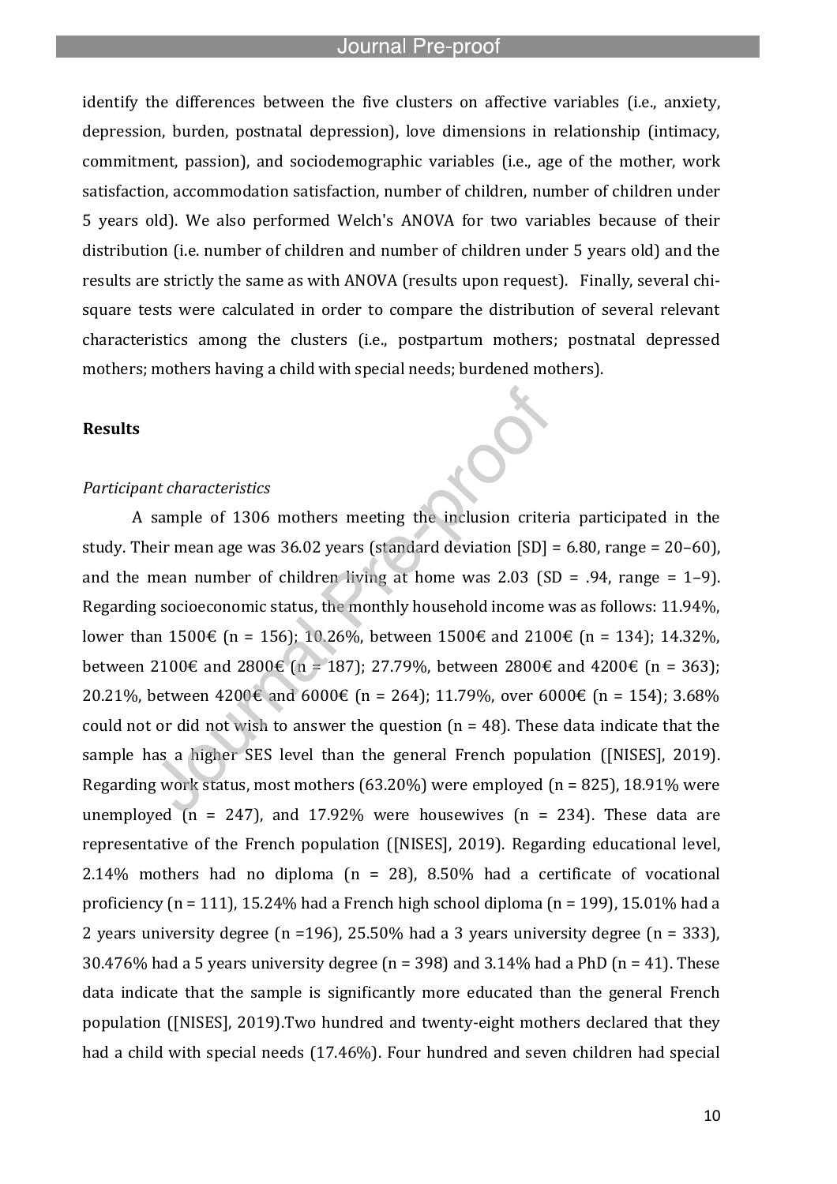identify the differences between the five clusters on affective variables (i.e., anxiety, depression, burden, postnatal depression), love dimensions in relationship (intimacy, commitment, passion), and sociodemographic variables (i.e., age of the mother, work satisfaction, accommodation satisfaction, number of children, number of children under 5 years old). We also performed Welch's ANOVA for two variables because of their distribution (i.e. number of children and number of children under 5 years old) and the results are strictly the same as with ANOVA (results upon request). Finally, several chi-square tests were calculated in order to compare the distribution of several relevant characteristics among the clusters (i.e., postpartum mothers; postnatal depressed mothers; mothers having a child with special needs; burdened mothers).

## Results

### *Participant characteristics*

A sample of 1306 mothers meeting the inclusion criteria participated in the study. Their mean age was 36.02 years (standard deviation [SD] = 6.80, range = 20–60), and the mean number of children living at home was 2.03 (SD = .94, range = 1–9). Regarding socioeconomic status, the monthly household income was as follows: 11.94%, lower than 1500€ (n = 156); 10.26%, between 1500€ and 2100€ (n = 134); 14.32%, between 2100€ and 2800€ (n = 187); 27.79%, between 2800€ and 4200€ (n = 363); 20.21%, between 4200€ and 6000€ (n = 264); 11.79%, over 6000€ (n = 154); 3.68% could not or did not wish to answer the question (n = 48). These data indicate that the sample has a higher SES level than the general French population ([NISES], 2019). Regarding work status, most mothers (63.20%) were employed (n = 825), 18.91% were unemployed (n = 247), and 17.92% were housewives (n = 234). These data are representative of the French population ([NISES], 2019). Regarding educational level, 2.14% mothers had no diploma (n = 28), 8.50% had a certificate of vocational proficiency (n = 111), 15.24% had a French high school diploma (n = 199), 15.01% had a 2 years university degree (n =196), 25.50% had a 3 years university degree (n = 333), 30.476% had a 5 years university degree (n = 398) and 3.14% had a PhD (n = 41). These data indicate that the sample is significantly more educated than the general French population ([NISES], 2019).Two hundred and twenty-eight mothers declared that they had a child with special needs (17.46%). Four hundred and seven children had special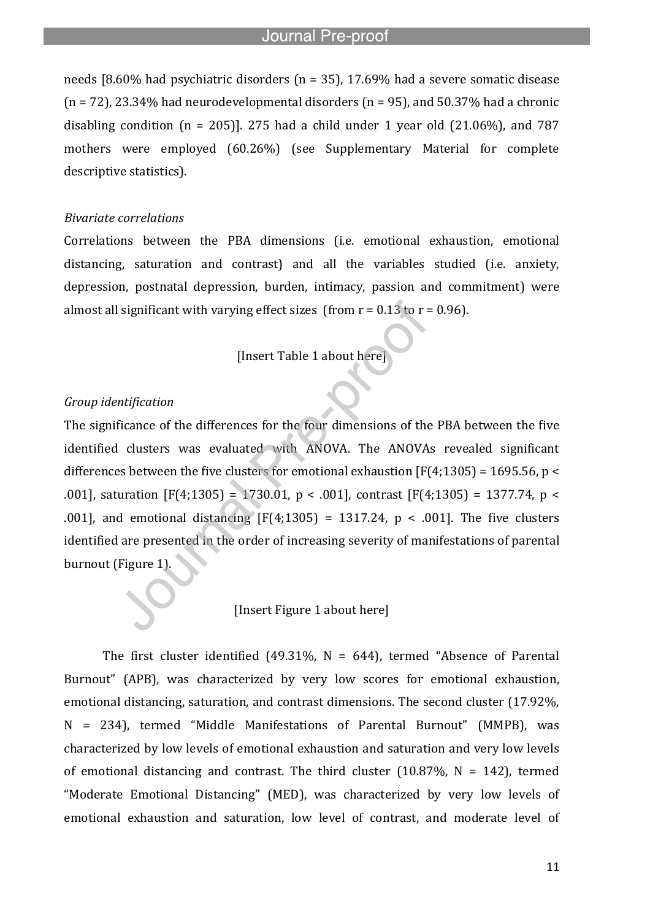needs [8.60% had psychiatric disorders (n = 35), 17.69% had a severe somatic disease (n = 72), 23.34% had neurodevelopmental disorders (n = 95), and 50.37% had a chronic disabling condition (n = 205)]. 275 had a child under 1 year old (21.06%), and 787 mothers were employed (60.26%) (see Supplementary Material for complete descriptive statistics).

*Bivariate correlations*

Correlations between the PBA dimensions (i.e. emotional exhaustion, emotional distancing, saturation and contrast) and all the variables studied (i.e. anxiety, depression, postnatal depression, burden, intimacy, passion and commitment) were almost all significant with varying effect sizes (from $r = 0.13$ to $r = 0.96$).

[Insert Table 1 about here]

*Group identification*

The significance of the differences for the four dimensions of the PBA between the five identified clusters was evaluated with ANOVA. The ANOVAs revealed significant differences between the five clusters for emotional exhaustion [$F(4;1305) = 1695.56$, $p < .001$], saturation [$F(4;1305) = 1730.01$, $p < .001$], contrast [$F(4;1305) = 1377.74$, $p < .001$], and emotional distancing [$F(4;1305) = 1317.24$, $p < .001$]. The five clusters identified are presented in the order of increasing severity of manifestations of parental burnout (Figure 1).

[Insert Figure 1 about here]

The first cluster identified (49.31%, N = 644), termed "Absence of Parental Burnout" (APB), was characterized by very low scores for emotional exhaustion, emotional distancing, saturation, and contrast dimensions. The second cluster (17.92%, N = 234), termed "Middle Manifestations of Parental Burnout" (MMPB), was characterized by low levels of emotional exhaustion and saturation and very low levels of emotional distancing and contrast. The third cluster (10.87%, N = 142), termed "Moderate Emotional Distancing" (MED), was characterized by very low levels of emotional exhaustion and saturation, low level of contrast, and moderate level of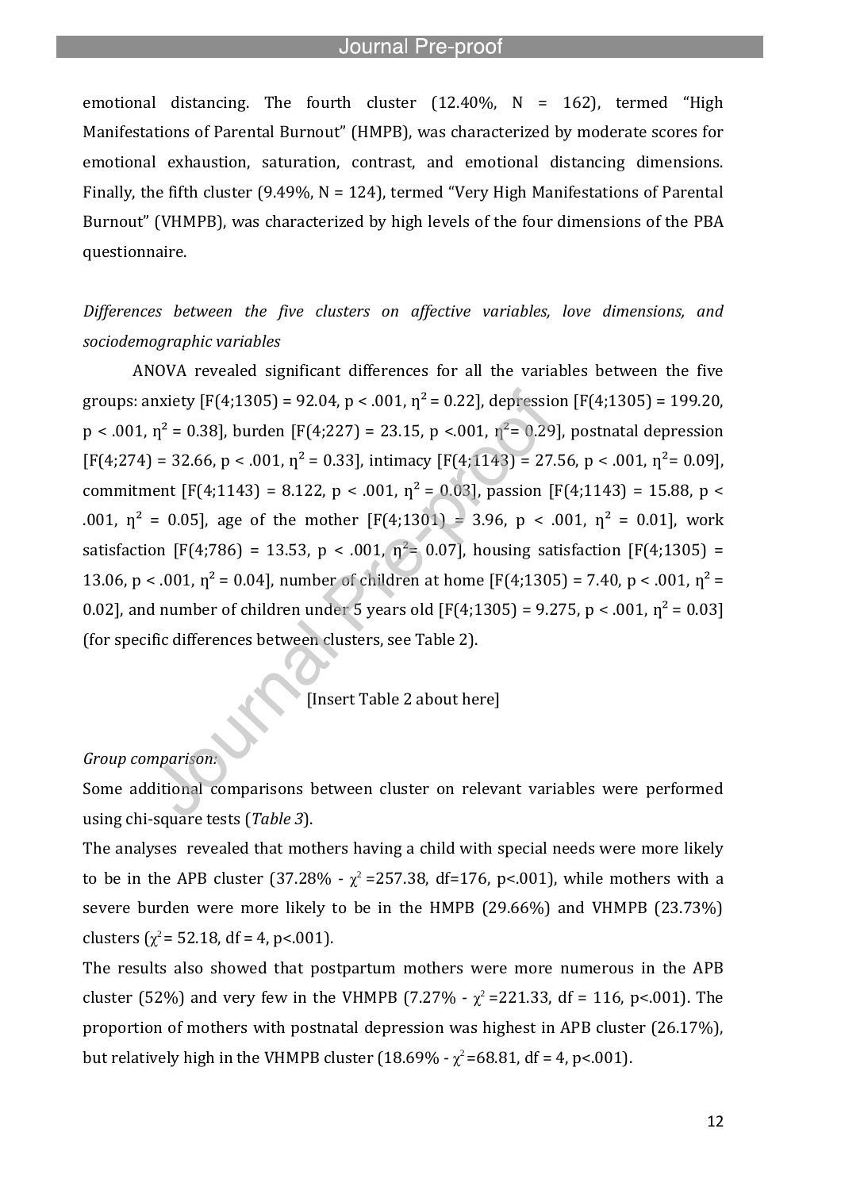emotional distancing. The fourth cluster (12.40%, N = 162), termed "High Manifestations of Parental Burnout" (HMPB), was characterized by moderate scores for emotional exhaustion, saturation, contrast, and emotional distancing dimensions. Finally, the fifth cluster (9.49%, N = 124), termed "Very High Manifestations of Parental Burnout" (VHMPB), was characterized by high levels of the four dimensions of the PBA questionnaire.

*Differences between the five clusters on affective variables, love dimensions, and sociodemographic variables*

ANOVA revealed significant differences for all the variables between the five groups: anxiety [$F(4;1305) = 92.04$, $p < .001$, $\eta^2 = 0.22$], depression [$F(4;1305) = 199.20$, $p < .001$, $\eta^2 = 0.38$], burden [$F(4;227) = 23.15$, $p < .001$, $\eta^2 = 0.29$], postnatal depression [$F(4;274) = 32.66$, $p < .001$, $\eta^2 = 0.33$], intimacy [$F(4;1143) = 27.56$, $p < .001$, $\eta^2 = 0.09$], commitment [$F(4;1143) = 8.122$, $p < .001$, $\eta^2 = 0.03$], passion [$F(4;1143) = 15.88$, $p < .001$, $\eta^2 = 0.05$], age of the mother [$F(4;1301) = 3.96$, $p < .001$, $\eta^2 = 0.01$], work satisfaction [$F(4;786) = 13.53$, $p < .001$, $\eta^2 = 0.07$], housing satisfaction [$F(4;1305) = 13.06$, $p < .001$, $\eta^2 = 0.04$], number of children at home [$F(4;1305) = 7.40$, $p < .001$, $\eta^2 = 0.02$], and number of children under 5 years old [$F(4;1305) = 9.275$, $p < .001$, $\eta^2 = 0.03$] (for specific differences between clusters, see Table 2).

[Insert Table 2 about here]

*Group comparison:*

Some additional comparisons between cluster on relevant variables were performed using chi-square tests (*Table 3*).

The analyses revealed that mothers having a child with special needs were more likely to be in the APB cluster (37.28% - $\chi^2 = 257.38$, df=176, p<.001), while mothers with a severe burden were more likely to be in the HMPB (29.66%) and VHMPB (23.73%) clusters ($\chi^2 = 52.18$, df = 4, p<.001).

The results also showed that postpartum mothers were more numerous in the APB cluster (52%) and very few in the VHMPB (7.27% - $\chi^2 = 221.33$, df = 116, p<.001). The proportion of mothers with postnatal depression was highest in APB cluster (26.17%), but relatively high in the VHMPB cluster (18.69% - $\chi^2 = 68.81$, df = 4, p<.001).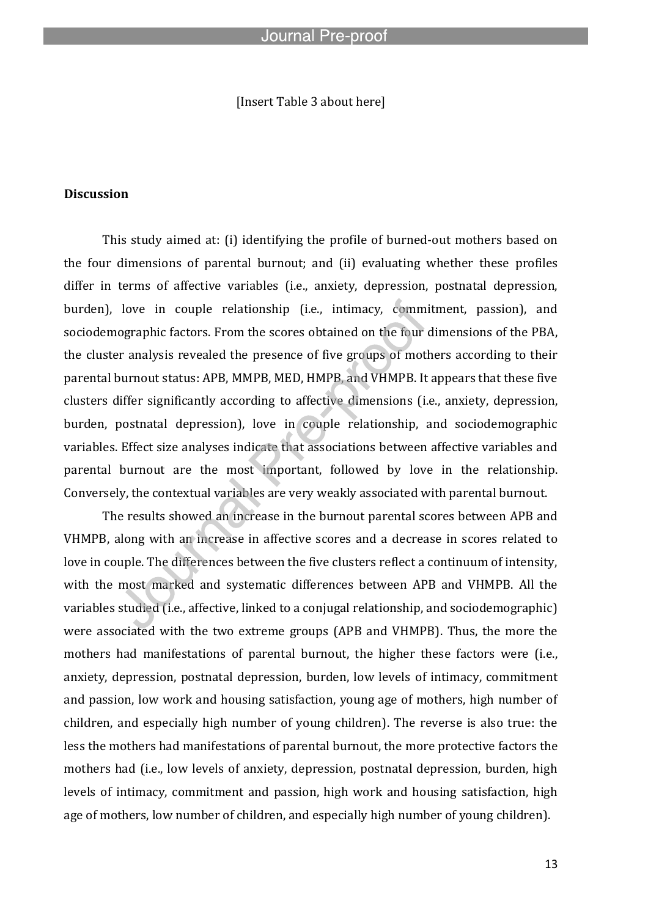[Insert Table 3 about here]

## Discussion

This study aimed at: (i) identifying the profile of burned-out mothers based on the four dimensions of parental burnout; and (ii) evaluating whether these profiles differ in terms of affective variables (i.e., anxiety, depression, postnatal depression, burden), love in couple relationship (i.e., intimacy, commitment, passion), and sociodemographic factors. From the scores obtained on the four dimensions of the PBA, the cluster analysis revealed the presence of five groups of mothers according to their parental burnout status: APB, MMPB, MED, HMPB, and VHMPB. It appears that these five clusters differ significantly according to affective dimensions (i.e., anxiety, depression, burden, postnatal depression), love in couple relationship, and sociodemographic variables. Effect size analyses indicate that associations between affective variables and parental burnout are the most important, followed by love in the relationship. Conversely, the contextual variables are very weakly associated with parental burnout.

The results showed an increase in the burnout parental scores between APB and VHMPB, along with an increase in affective scores and a decrease in scores related to love in couple. The differences between the five clusters reflect a continuum of intensity, with the most marked and systematic differences between APB and VHMPB. All the variables studied (i.e., affective, linked to a conjugal relationship, and sociodemographic) were associated with the two extreme groups (APB and VHMPB). Thus, the more the mothers had manifestations of parental burnout, the higher these factors were (i.e., anxiety, depression, postnatal depression, burden, low levels of intimacy, commitment and passion, low work and housing satisfaction, young age of mothers, high number of children, and especially high number of young children). The reverse is also true: the less the mothers had manifestations of parental burnout, the more protective factors the mothers had (i.e., low levels of anxiety, depression, postnatal depression, burden, high levels of intimacy, commitment and passion, high work and housing satisfaction, high age of mothers, low number of children, and especially high number of young children).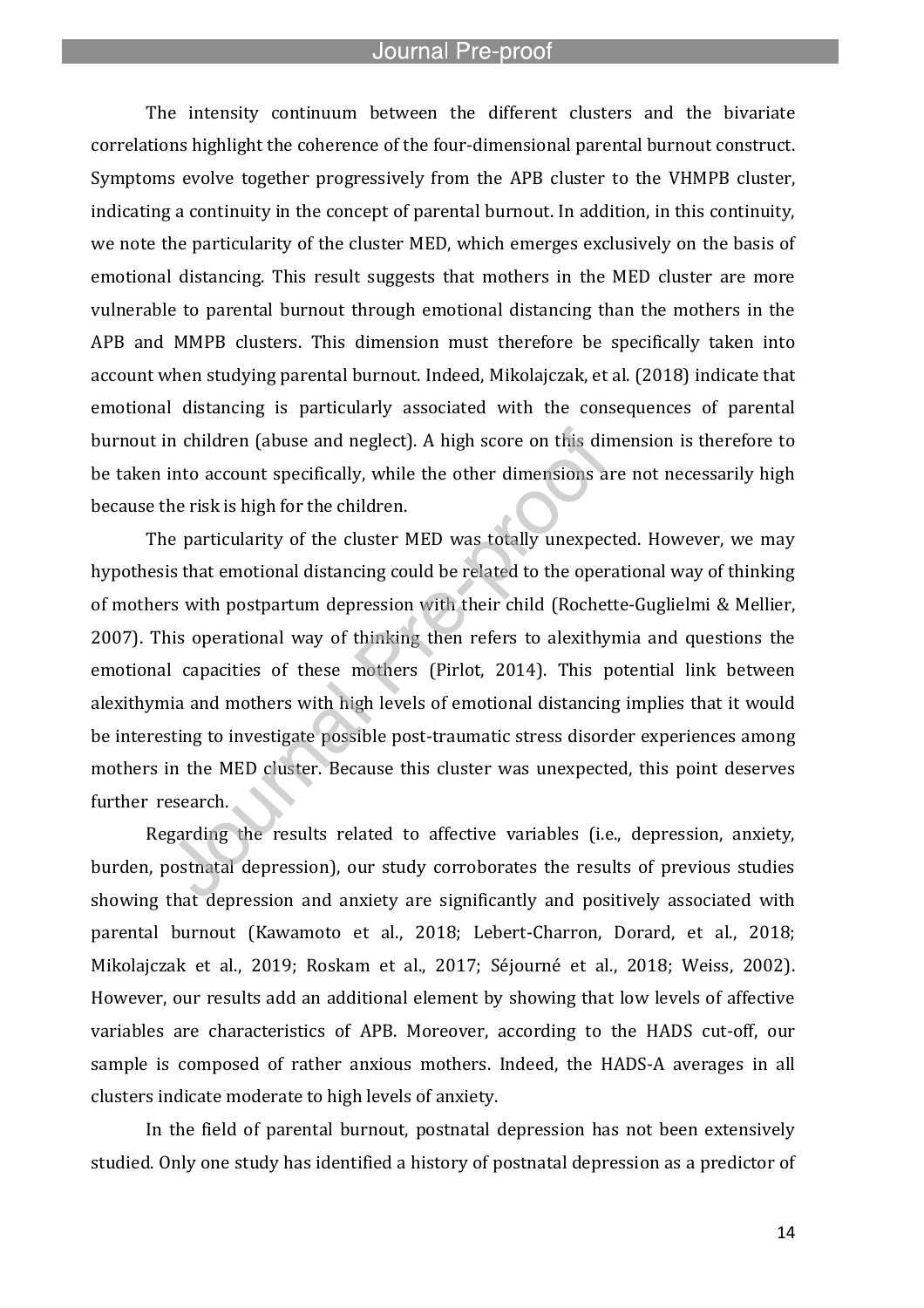The intensity continuum between the different clusters and the bivariate correlations highlight the coherence of the four-dimensional parental burnout construct. Symptoms evolve together progressively from the APB cluster to the VHMPB cluster, indicating a continuity in the concept of parental burnout. In addition, in this continuity, we note the particularity of the cluster MED, which emerges exclusively on the basis of emotional distancing. This result suggests that mothers in the MED cluster are more vulnerable to parental burnout through emotional distancing than the mothers in the APB and MMPB clusters. This dimension must therefore be specifically taken into account when studying parental burnout. Indeed, Mikolajczak, et al. (2018) indicate that emotional distancing is particularly associated with the consequences of parental burnout in children (abuse and neglect). A high score on this dimension is therefore to be taken into account specifically, while the other dimensions are not necessarily high because the risk is high for the children.

The particularity of the cluster MED was totally unexpected. However, we may hypothesis that emotional distancing could be related to the operational way of thinking of mothers with postpartum depression with their child (Rochette-Guglielmi & Mellier, 2007). This operational way of thinking then refers to alexithymia and questions the emotional capacities of these mothers (Pirlot, 2014). This potential link between alexithymia and mothers with high levels of emotional distancing implies that it would be interesting to investigate possible post-traumatic stress disorder experiences among mothers in the MED cluster. Because this cluster was unexpected, this point deserves further research.

Regarding the results related to affective variables (i.e., depression, anxiety, burden, postnatal depression), our study corroborates the results of previous studies showing that depression and anxiety are significantly and positively associated with parental burnout (Kawamoto et al., 2018; Lebert-Charron, Dorard, et al., 2018; Mikolajczak et al., 2019; Roskam et al., 2017; Séjourné et al., 2018; Weiss, 2002). However, our results add an additional element by showing that low levels of affective variables are characteristics of APB. Moreover, according to the HADS cut-off, our sample is composed of rather anxious mothers. Indeed, the HADS-A averages in all clusters indicate moderate to high levels of anxiety.

In the field of parental burnout, postnatal depression has not been extensively studied. Only one study has identified a history of postnatal depression as a predictor of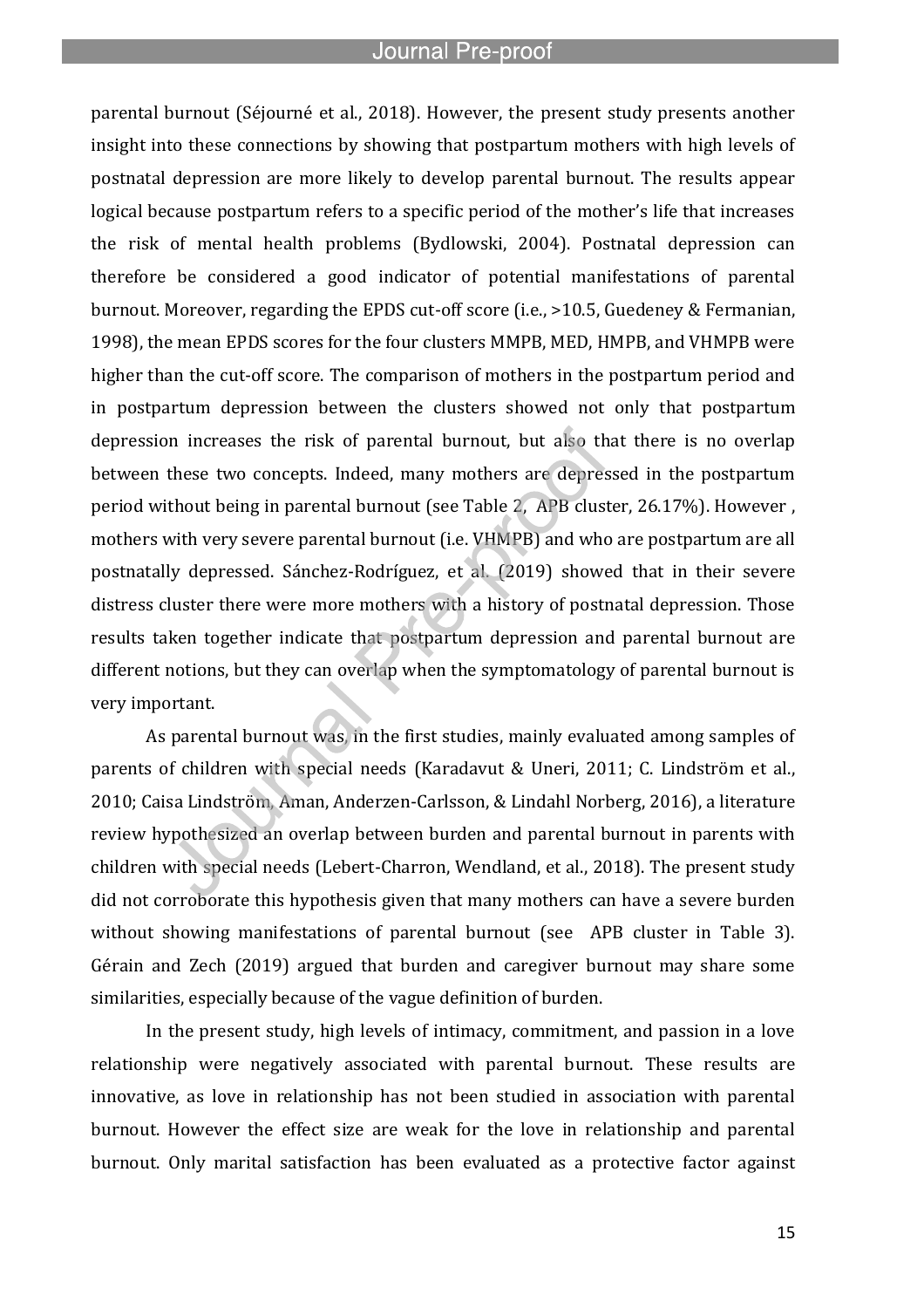parental burnout (Séjourné et al., 2018). However, the present study presents another insight into these connections by showing that postpartum mothers with high levels of postnatal depression are more likely to develop parental burnout. The results appear logical because postpartum refers to a specific period of the mother's life that increases the risk of mental health problems (Bydlowski, 2004). Postnatal depression can therefore be considered a good indicator of potential manifestations of parental burnout. Moreover, regarding the EPDS cut-off score (i.e., >10.5, Guedeney & Fermanian, 1998), the mean EPDS scores for the four clusters MMPB, MED, HMPB, and VHMPB were higher than the cut-off score. The comparison of mothers in the postpartum period and in postpartum depression between the clusters showed not only that postpartum depression increases the risk of parental burnout, but also that there is no overlap between these two concepts. Indeed, many mothers are depressed in the postpartum period without being in parental burnout (see Table 2, APB cluster, 26.17%). However , mothers with very severe parental burnout (i.e. VHMPB) and who are postpartum are all postnatally depressed. Sánchez-Rodríguez, et al. (2019) showed that in their severe distress cluster there were more mothers with a history of postnatal depression. Those results taken together indicate that postpartum depression and parental burnout are different notions, but they can overlap when the symptomatology of parental burnout is very important.

As parental burnout was, in the first studies, mainly evaluated among samples of parents of children with special needs (Karadavut & Uneri, 2011; C. Lindström et al., 2010; Caisa Lindström, Aman, Anderzen-Carlsson, & Lindahl Norberg, 2016), a literature review hypothesized an overlap between burden and parental burnout in parents with children with special needs (Lebert-Charron, Wendland, et al., 2018). The present study did not corroborate this hypothesis given that many mothers can have a severe burden without showing manifestations of parental burnout (see APB cluster in Table 3). Gérain and Zech (2019) argued that burden and caregiver burnout may share some similarities, especially because of the vague definition of burden.

In the present study, high levels of intimacy, commitment, and passion in a love relationship were negatively associated with parental burnout. These results are innovative, as love in relationship has not been studied in association with parental burnout. However the effect size are weak for the love in relationship and parental burnout. Only marital satisfaction has been evaluated as a protective factor against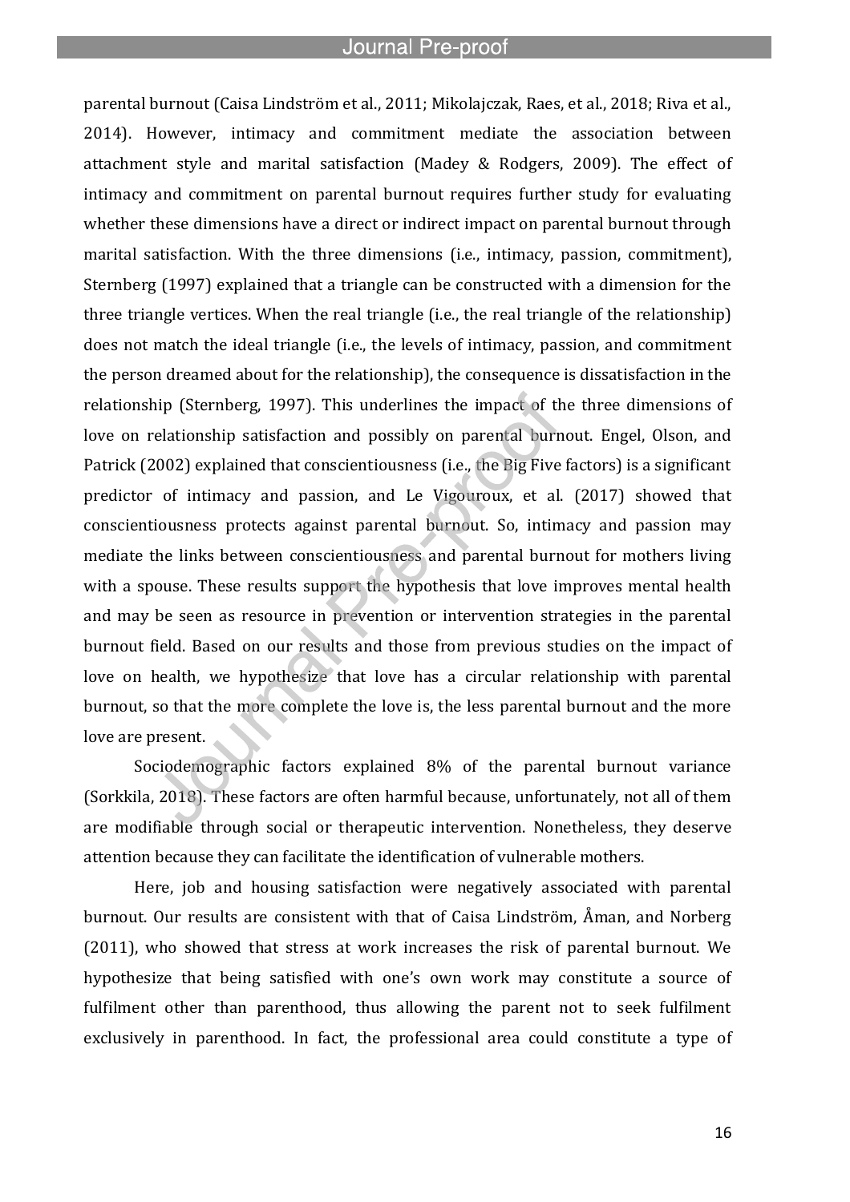parental burnout (Caisa Lindström et al., 2011; Mikolajczak, Raes, et al., 2018; Riva et al., 2014). However, intimacy and commitment mediate the association between attachment style and marital satisfaction (Madey & Rodgers, 2009). The effect of intimacy and commitment on parental burnout requires further study for evaluating whether these dimensions have a direct or indirect impact on parental burnout through marital satisfaction. With the three dimensions (i.e., intimacy, passion, commitment), Sternberg (1997) explained that a triangle can be constructed with a dimension for the three triangle vertices. When the real triangle (i.e., the real triangle of the relationship) does not match the ideal triangle (i.e., the levels of intimacy, passion, and commitment the person dreamed about for the relationship), the consequence is dissatisfaction in the relationship (Sternberg, 1997). This underlines the impact of the three dimensions of love on relationship satisfaction and possibly on parental burnout. Engel, Olson, and Patrick (2002) explained that conscientiousness (i.e., the Big Five factors) is a significant predictor of intimacy and passion, and Le Vigouroux, et al. (2017) showed that conscientiousness protects against parental burnout. So, intimacy and passion may mediate the links between conscientiousness and parental burnout for mothers living with a spouse. These results support the hypothesis that love improves mental health and may be seen as resource in prevention or intervention strategies in the parental burnout field. Based on our results and those from previous studies on the impact of love on health, we hypothesize that love has a circular relationship with parental burnout, so that the more complete the love is, the less parental burnout and the more love are present.

Sociodemographic factors explained 8% of the parental burnout variance (Sorkkila, 2018). These factors are often harmful because, unfortunately, not all of them are modifiable through social or therapeutic intervention. Nonetheless, they deserve attention because they can facilitate the identification of vulnerable mothers.

Here, job and housing satisfaction were negatively associated with parental burnout. Our results are consistent with that of Caisa Lindström, Åman, and Norberg (2011), who showed that stress at work increases the risk of parental burnout. We hypothesize that being satisfied with one's own work may constitute a source of fulfilment other than parenthood, thus allowing the parent not to seek fulfilment exclusively in parenthood. In fact, the professional area could constitute a type of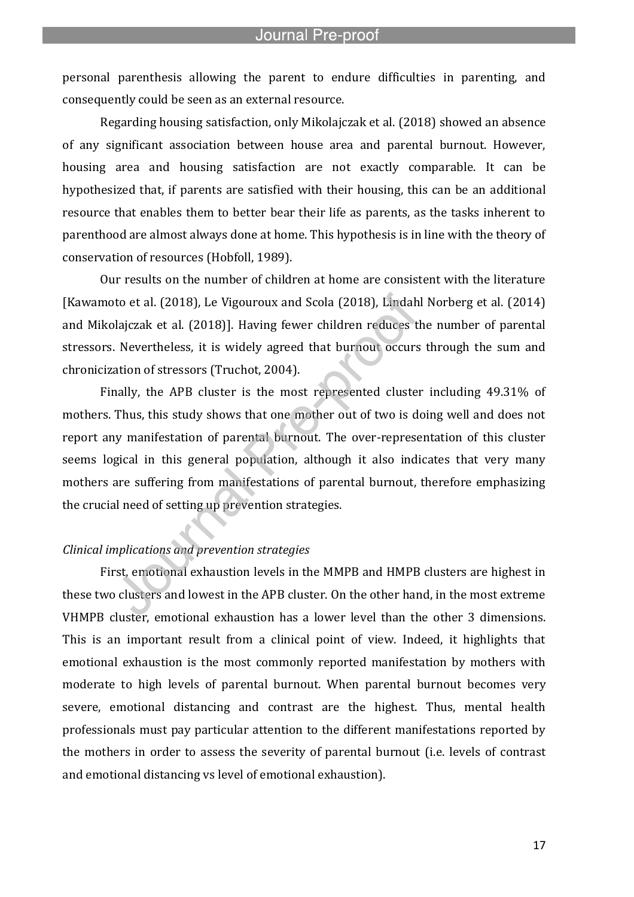personal parenthesis allowing the parent to endure difficulties in parenting, and consequently could be seen as an external resource.

Regarding housing satisfaction, only Mikolajczak et al. (2018) showed an absence of any significant association between house area and parental burnout. However, housing area and housing satisfaction are not exactly comparable. It can be hypothesized that, if parents are satisfied with their housing, this can be an additional resource that enables them to better bear their life as parents, as the tasks inherent to parenthood are almost always done at home. This hypothesis is in line with the theory of conservation of resources (Hobfoll, 1989).

Our results on the number of children at home are consistent with the literature [Kawamoto et al. (2018), Le Vigouroux and Scola (2018), Lindahl Norberg et al. (2014) and Mikolajczak et al. (2018)]. Having fewer children reduces the number of parental stressors. Nevertheless, it is widely agreed that burnout occurs through the sum and chronicization of stressors (Truchot, 2004).

Finally, the APB cluster is the most represented cluster including 49.31% of mothers. Thus, this study shows that one mother out of two is doing well and does not report any manifestation of parental burnout. The over-representation of this cluster seems logical in this general population, although it also indicates that very many mothers are suffering from manifestations of parental burnout, therefore emphasizing the crucial need of setting up prevention strategies.

*Clinical implications and prevention strategies*

First, emotional exhaustion levels in the MMPB and HMPB clusters are highest in these two clusters and lowest in the APB cluster. On the other hand, in the most extreme VHMPB cluster, emotional exhaustion has a lower level than the other 3 dimensions. This is an important result from a clinical point of view. Indeed, it highlights that emotional exhaustion is the most commonly reported manifestation by mothers with moderate to high levels of parental burnout. When parental burnout becomes very severe, emotional distancing and contrast are the highest. Thus, mental health professionals must pay particular attention to the different manifestations reported by the mothers in order to assess the severity of parental burnout (i.e. levels of contrast and emotional distancing vs level of emotional exhaustion).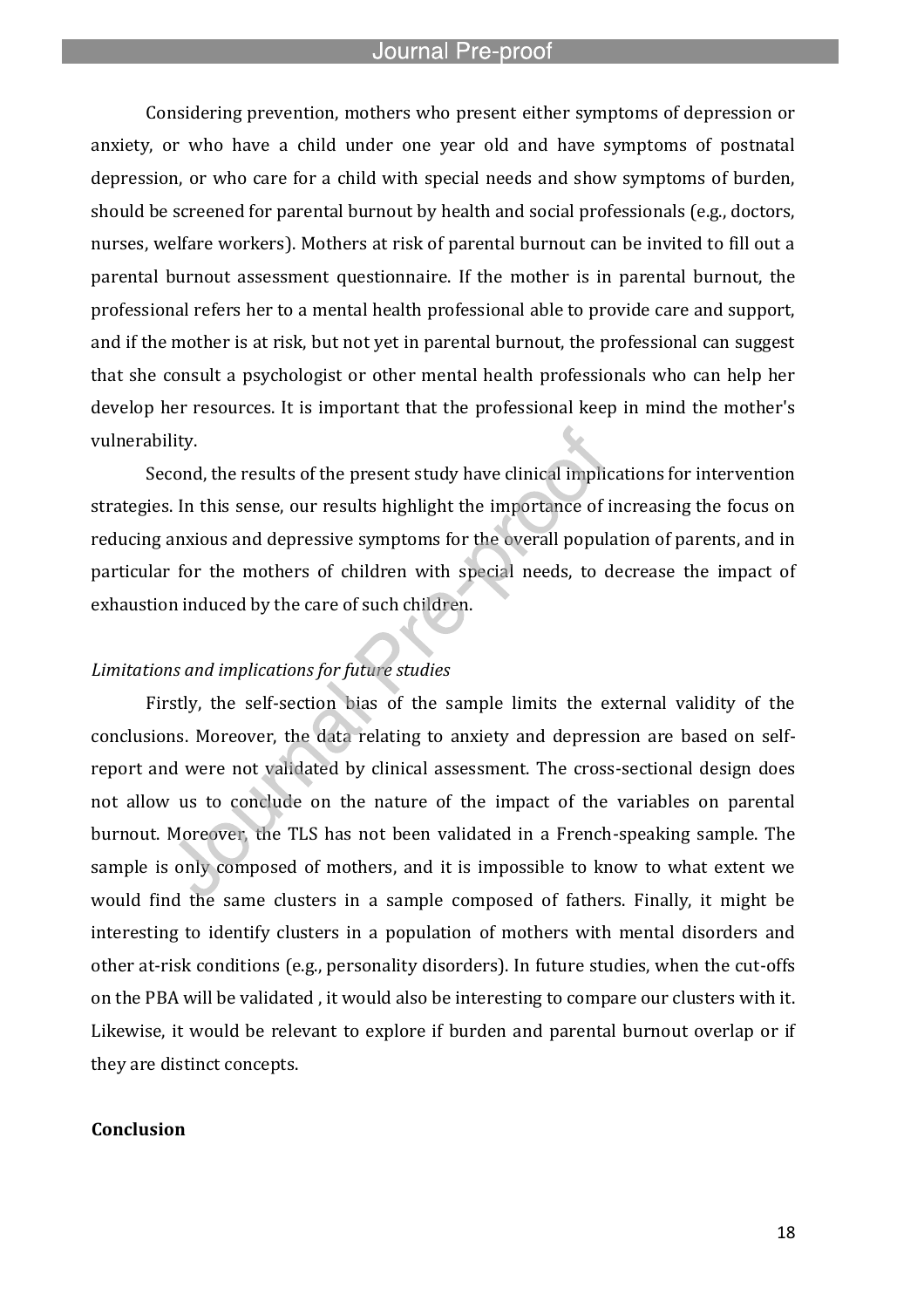Considering prevention, mothers who present either symptoms of depression or anxiety, or who have a child under one year old and have symptoms of postnatal depression, or who care for a child with special needs and show symptoms of burden, should be screened for parental burnout by health and social professionals (e.g., doctors, nurses, welfare workers). Mothers at risk of parental burnout can be invited to fill out a parental burnout assessment questionnaire. If the mother is in parental burnout, the professional refers her to a mental health professional able to provide care and support, and if the mother is at risk, but not yet in parental burnout, the professional can suggest that she consult a psychologist or other mental health professionals who can help her develop her resources. It is important that the professional keep in mind the mother's vulnerability.

Second, the results of the present study have clinical implications for intervention strategies. In this sense, our results highlight the importance of increasing the focus on reducing anxious and depressive symptoms for the overall population of parents, and in particular for the mothers of children with special needs, to decrease the impact of exhaustion induced by the care of such children.

*Limitations and implications for future studies*

Firstly, the self-section bias of the sample limits the external validity of the conclusions. Moreover, the data relating to anxiety and depression are based on self-report and were not validated by clinical assessment. The cross-sectional design does not allow us to conclude on the nature of the impact of the variables on parental burnout. Moreover, the TLS has not been validated in a French-speaking sample. The sample is only composed of mothers, and it is impossible to know to what extent we would find the same clusters in a sample composed of fathers. Finally, it might be interesting to identify clusters in a population of mothers with mental disorders and other at-risk conditions (e.g., personality disorders). In future studies, when the cut-offs on the PBA will be validated , it would also be interesting to compare our clusters with it. Likewise, it would be relevant to explore if burden and parental burnout overlap or if they are distinct concepts.

## Conclusion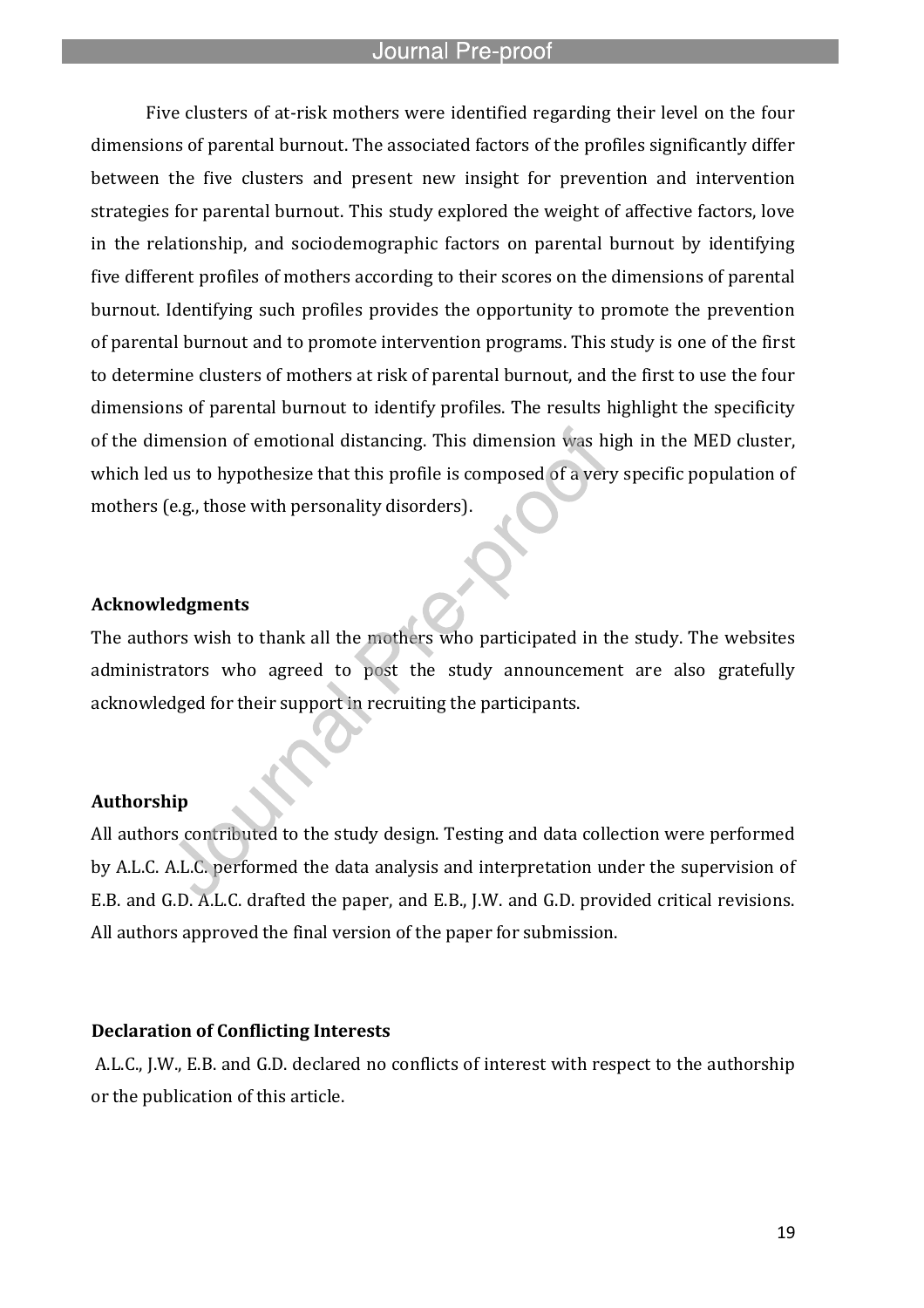Five clusters of at-risk mothers were identified regarding their level on the four dimensions of parental burnout. The associated factors of the profiles significantly differ between the five clusters and present new insight for prevention and intervention strategies for parental burnout. This study explored the weight of affective factors, love in the relationship, and sociodemographic factors on parental burnout by identifying five different profiles of mothers according to their scores on the dimensions of parental burnout. Identifying such profiles provides the opportunity to promote the prevention of parental burnout and to promote intervention programs. This study is one of the first to determine clusters of mothers at risk of parental burnout, and the first to use the four dimensions of parental burnout to identify profiles. The results highlight the specificity of the dimension of emotional distancing. This dimension was high in the MED cluster, which led us to hypothesize that this profile is composed of a very specific population of mothers (e.g., those with personality disorders).

**Acknowledgments**

The authors wish to thank all the mothers who participated in the study. The websites administrators who agreed to post the study announcement are also gratefully acknowledged for their support in recruiting the participants.

**Authorship**

All authors contributed to the study design. Testing and data collection were performed by A.L.C. A.L.C. performed the data analysis and interpretation under the supervision of E.B. and G.D. A.L.C. drafted the paper, and E.B., J.W. and G.D. provided critical revisions. All authors approved the final version of the paper for submission.

**Declaration of Conflicting Interests**

A.L.C., J.W., E.B. and G.D. declared no conflicts of interest with respect to the authorship or the publication of this article.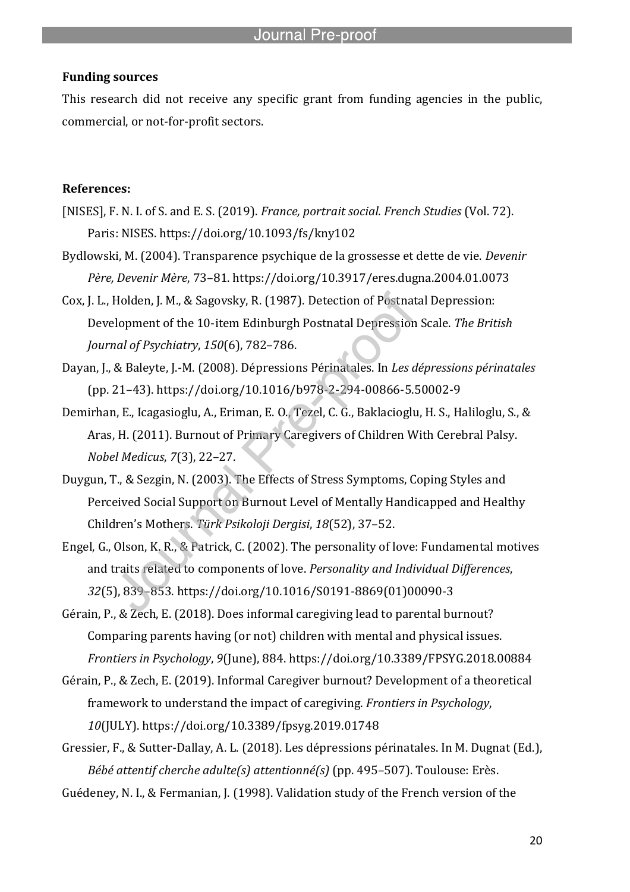**Funding sources**

This research did not receive any specific grant from funding agencies in the public, commercial, or not-for-profit sectors.

**References:**

[NISES], F. N. I. of S. and E. S. (2019). *France, portrait social. French Studies* (Vol. 72). Paris: NISES. https://doi.org/10.1093/fs/kny102

Bydlowski, M. (2004). Transparence psychique de la grossesse et dette de vie. *Devenir Père, Devenir Mère*, 73–81. https://doi.org/10.3917/eres.dugna.2004.01.0073

Cox, J. L., Holden, J. M., & Sagovsky, R. (1987). Detection of Postnatal Depression: Development of the 10-item Edinburgh Postnatal Depression Scale. *The British Journal of Psychiatry*, *150*(6), 782–786.

Dayan, J., & Baleyte, J.-M. (2008). Dépressions Périnatales. In *Les dépressions périnatales* (pp. 21–43). https://doi.org/10.1016/b978-2-294-00866-5.50002-9

Demirhan, E., Icagasioglu, A., Eriman, E. O., Tezel, C. G., Baklacioglu, H. S., Haliloglu, S., & Aras, H. (2011). Burnout of Primary Caregivers of Children With Cerebral Palsy. *Nobel Medicus*, *7*(3), 22–27.

Duygun, T., & Sezgin, N. (2003). The Effects of Stress Symptoms, Coping Styles and Perceived Social Support on Burnout Level of Mentally Handicapped and Healthy Children's Mothers. *Türk Psikoloji Dergisi*, *18*(52), 37–52.

Engel, G., Olson, K. R., & Patrick, C. (2002). The personality of love: Fundamental motives and traits related to components of love. *Personality and Individual Differences*, *32*(5), 839–853. https://doi.org/10.1016/S0191-8869(01)00090-3

Gérain, P., & Zech, E. (2018). Does informal caregiving lead to parental burnout? Comparing parents having (or not) children with mental and physical issues. *Frontiers in Psychology*, *9*(June), 884. https://doi.org/10.3389/FPSYG.2018.00884

Gérain, P., & Zech, E. (2019). Informal Caregiver burnout? Development of a theoretical framework to understand the impact of caregiving. *Frontiers in Psychology*, *10*(JULY). https://doi.org/10.3389/fpsyg.2019.01748

Gressier, F., & Sutter-Dallay, A. L. (2018). Les dépressions périnatales. In M. Dugnat (Ed.), *Bébé attentif cherche adulte(s) attentionné(s)* (pp. 495–507). Toulouse: Erès.

Guédeney, N. I., & Fermanian, J. (1998). Validation study of the French version of the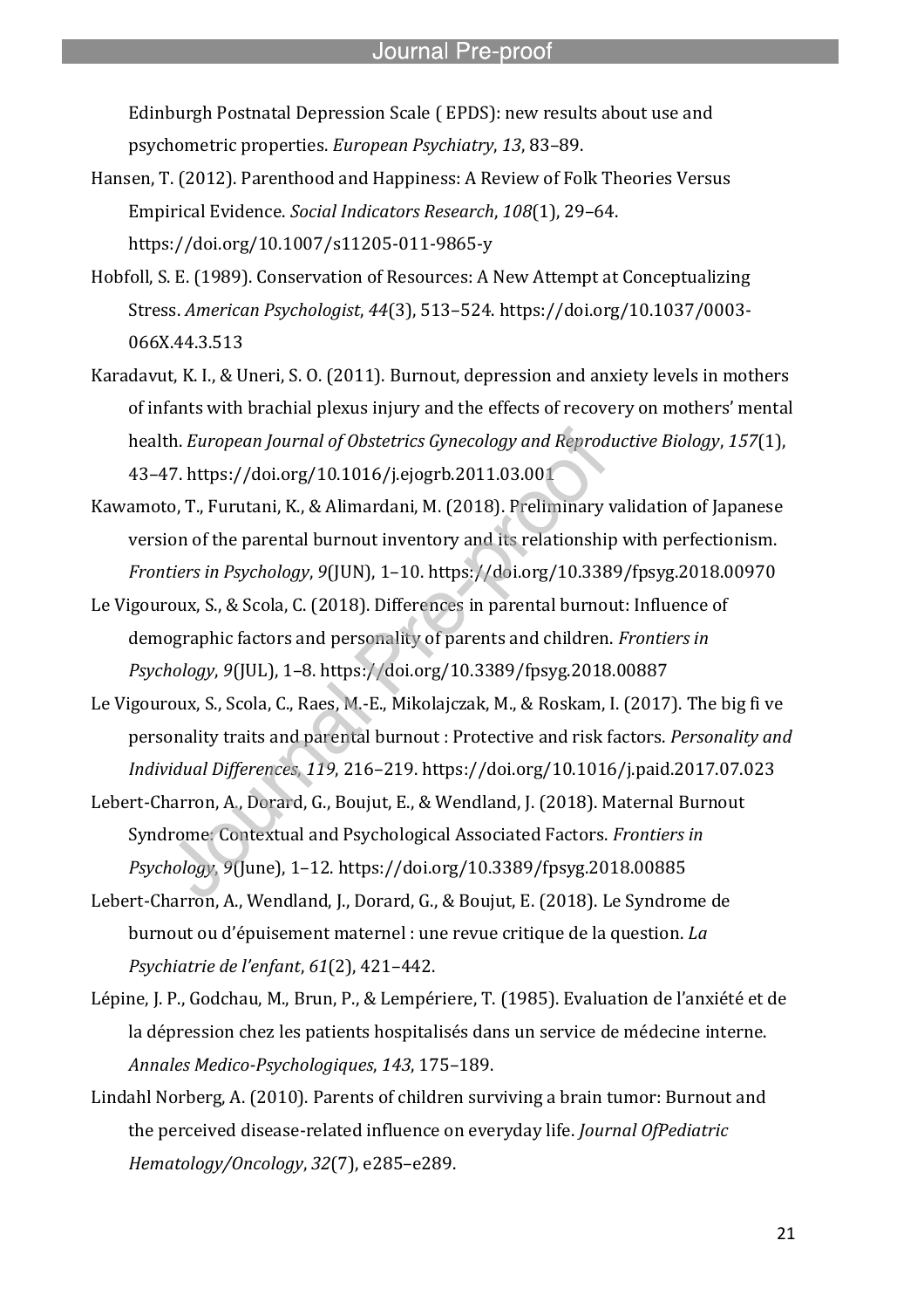Edinburgh Postnatal Depression Scale ( EPDS): new results about use and psychometric properties. *European Psychiatry*, *13*, 83–89.

Hansen, T. (2012). Parenthood and Happiness: A Review of Folk Theories Versus Empirical Evidence. *Social Indicators Research*, *108*(1), 29–64. https://doi.org/10.1007/s11205-011-9865-y

Hobfoll, S. E. (1989). Conservation of Resources: A New Attempt at Conceptualizing Stress. *American Psychologist*, *44*(3), 513–524. https://doi.org/10.1037/0003-066X.44.3.513

Karadavut, K. I., & Uneri, S. O. (2011). Burnout, depression and anxiety levels in mothers of infants with brachial plexus injury and the effects of recovery on mothers' mental health. *European Journal of Obstetrics Gynecology and Reproductive Biology*, *157*(1), 43–47. https://doi.org/10.1016/j.ejogrb.2011.03.001

Kawamoto, T., Furutani, K., & Alimardani, M. (2018). Preliminary validation of Japanese version of the parental burnout inventory and its relationship with perfectionism. *Frontiers in Psychology*, *9*(JUN), 1–10. https://doi.org/10.3389/fpsyg.2018.00970

Le Vigouroux, S., & Scola, C. (2018). Differences in parental burnout: Influence of demographic factors and personality of parents and children. *Frontiers in Psychology*, *9*(JUL), 1–8. https://doi.org/10.3389/fpsyg.2018.00887

Le Vigouroux, S., Scola, C., Raes, M.-E., Mikolajczak, M., & Roskam, I. (2017). The big fi ve personality traits and parental burnout : Protective and risk factors. *Personality and Individual Differences*, *119*, 216–219. https://doi.org/10.1016/j.paid.2017.07.023

Lebert-Charron, A., Dorard, G., Boujut, E., & Wendland, J. (2018). Maternal Burnout Syndrome: Contextual and Psychological Associated Factors. *Frontiers in Psychology*, *9*(June), 1–12. https://doi.org/10.3389/fpsyg.2018.00885

Lebert-Charron, A., Wendland, J., Dorard, G., & Boujut, E. (2018). Le Syndrome de burnout ou d'épuisement maternel : une revue critique de la question. *La Psychiatrie de l'enfant*, *61*(2), 421–442.

Lépine, J. P., Godchau, M., Brun, P., & Lempériere, T. (1985). Evaluation de l'anxiété et de la dépression chez les patients hospitalisés dans un service de médecine interne. *Annales Medico-Psychologiques*, *143*, 175–189.

Lindahl Norberg, A. (2010). Parents of children surviving a brain tumor: Burnout and the perceived disease-related influence on everyday life. *Journal OfPediatric Hematology/Oncology*, *32*(7), e285–e289.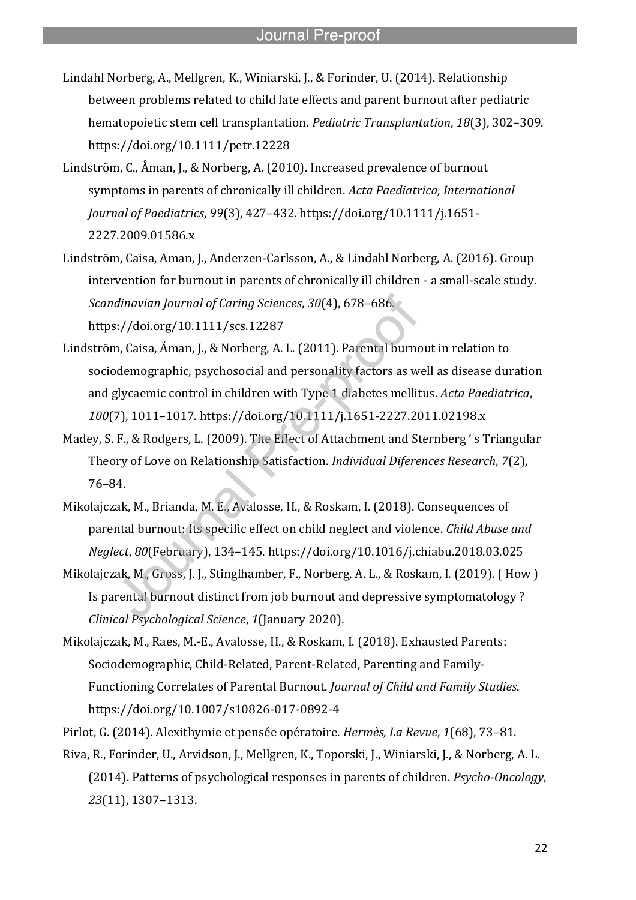Lindahl Norberg, A., Mellgren, K., Winiarski, J., & Forinder, U. (2014). Relationship between problems related to child late effects and parent burnout after pediatric hematopoietic stem cell transplantation. *Pediatric Transplantation*, *18*(3), 302–309. https://doi.org/10.1111/petr.12228

Lindström, C., Åman, J., & Norberg, A. (2010). Increased prevalence of burnout symptoms in parents of chronically ill children. *Acta Paediatrica, International Journal of Paediatrics*, *99*(3), 427–432. https://doi.org/10.1111/j.1651-2227.2009.01586.x

Lindström, Caisa, Aman, J., Anderzen-Carlsson, A., & Lindahl Norberg, A. (2016). Group intervention for burnout in parents of chronically ill children - a small-scale study. *Scandinavian Journal of Caring Sciences*, *30*(4), 678–686. https://doi.org/10.1111/scs.12287

Lindström, Caisa, Åman, J., & Norberg, A. L. (2011). Parental burnout in relation to sociodemographic, psychosocial and personality factors as well as disease duration and glycaemic control in children with Type 1 diabetes mellitus. *Acta Paediatrica*, *100*(7), 1011–1017. https://doi.org/10.1111/j.1651-2227.2011.02198.x

Madey, S. F., & Rodgers, L. (2009). The Effect of Attachment and Sternberg ' s Triangular Theory of Love on Relationship Satisfaction. *Individual Diferences Research*, *7*(2), 76–84.

Mikolajczak, M., Brianda, M. E., Avalosse, H., & Roskam, I. (2018). Consequences of parental burnout: Its specific effect on child neglect and violence. *Child Abuse and Neglect*, *80*(February), 134–145. https://doi.org/10.1016/j.chiabu.2018.03.025

Mikolajczak, M., Gross, J. J., Stinglhamber, F., Norberg, A. L., & Roskam, I. (2019). ( How ) Is parental burnout distinct from job burnout and depressive symptomatology ? *Clinical Psychological Science*, *1*(January 2020).

Mikolajczak, M., Raes, M.-E., Avalosse, H., & Roskam, I. (2018). Exhausted Parents: Sociodemographic, Child-Related, Parent-Related, Parenting and Family-Functioning Correlates of Parental Burnout. *Journal of Child and Family Studies*. https://doi.org/10.1007/s10826-017-0892-4

Pirlot, G. (2014). Alexithymie et pensée opératoire. *Hermès, La Revue*, *1*(68), 73–81.

Riva, R., Forinder, U., Arvidson, J., Mellgren, K., Toporski, J., Winiarski, J., & Norberg, A. L. (2014). Patterns of psychological responses in parents of children. *Psycho-Oncology*, *23*(11), 1307–1313.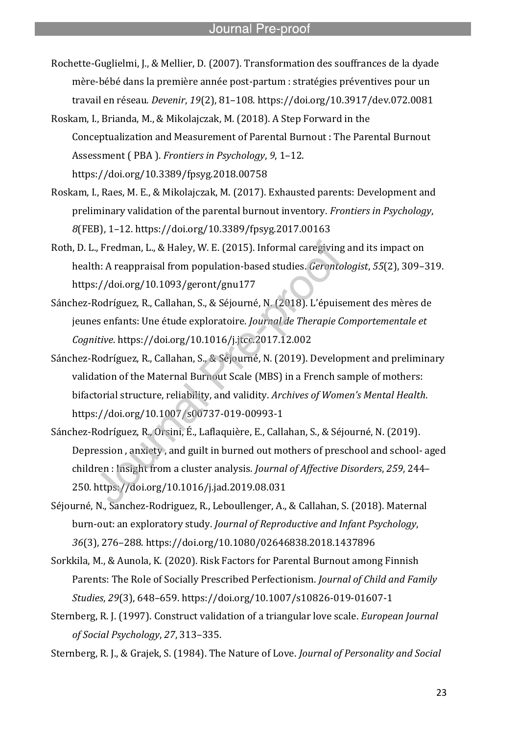Rochette-Guglielmi, J., & Mellier, D. (2007). Transformation des souffrances de la dyade mère-bébé dans la première année post-partum : stratégies préventives pour un travail en réseau. *Devenir*, *19*(2), 81–108. https://doi.org/10.3917/dev.072.0081

Roskam, I., Brianda, M., & Mikolajczak, M. (2018). A Step Forward in the Conceptualization and Measurement of Parental Burnout : The Parental Burnout Assessment ( PBA ). *Frontiers in Psychology*, *9*, 1–12. https://doi.org/10.3389/fpsyg.2018.00758

Roskam, I., Raes, M. E., & Mikolajczak, M. (2017). Exhausted parents: Development and preliminary validation of the parental burnout inventory. *Frontiers in Psychology*, *8*(FEB), 1–12. https://doi.org/10.3389/fpsyg.2017.00163

Roth, D. L., Fredman, L., & Haley, W. E. (2015). Informal caregiving and its impact on health: A reappraisal from population-based studies. *Gerontologist*, *55*(2), 309–319. https://doi.org/10.1093/geront/gnu177

Sánchez-Rodríguez, R., Callahan, S., & Séjourné, N. (2018). L'épuisement des mères de jeunes enfants: Une étude exploratoire. *Journal de Therapie Comportementale et Cognitive*. https://doi.org/10.1016/j.jtcc.2017.12.002

Sánchez-Rodríguez, R., Callahan, S., & Séjourné, N. (2019). Development and preliminary validation of the Maternal Burnout Scale (MBS) in a French sample of mothers: bifactorial structure, reliability, and validity. *Archives of Women's Mental Health*. https://doi.org/10.1007/s00737-019-00993-1

Sánchez-Rodríguez, R., Orsini, É., Laflaquière, E., Callahan, S., & Séjourné, N. (2019). Depression , anxiety , and guilt in burned out mothers of preschool and school- aged children : Insight from a cluster analysis. *Journal of Affective Disorders*, *259*, 244–250. https://doi.org/10.1016/j.jad.2019.08.031

Séjourné, N., Sanchez-Rodriguez, R., Leboullenger, A., & Callahan, S. (2018). Maternal burn-out: an exploratory study. *Journal of Reproductive and Infant Psychology*, *36*(3), 276–288. https://doi.org/10.1080/02646838.2018.1437896

Sorkkila, M., & Aunola, K. (2020). Risk Factors for Parental Burnout among Finnish Parents: The Role of Socially Prescribed Perfectionism. *Journal of Child and Family Studies*, *29*(3), 648–659. https://doi.org/10.1007/s10826-019-01607-1

Sternberg, R. J. (1997). Construct validation of a triangular love scale. *European Journal of Social Psychology*, *27*, 313–335.

Sternberg, R. J., & Grajek, S. (1984). The Nature of Love. *Journal of Personality and Social*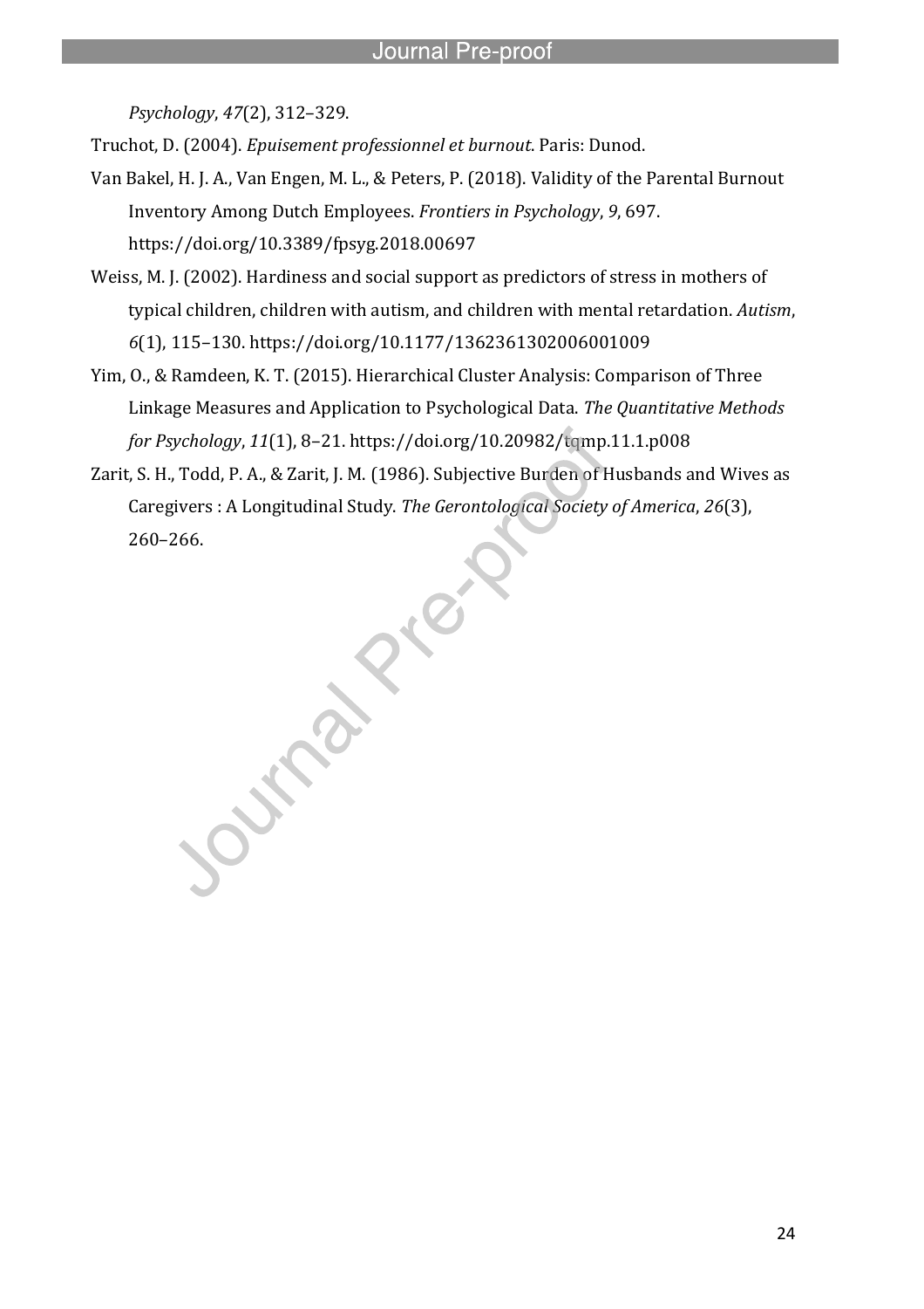*Psychology*, *47*(2), 312–329.

Truchot, D. (2004). *Epuisement professionnel et burnout*. Paris: Dunod.

Van Bakel, H. J. A., Van Engen, M. L., & Peters, P. (2018). Validity of the Parental Burnout Inventory Among Dutch Employees. *Frontiers in Psychology*, *9*, 697. https://doi.org/10.3389/fpsyg.2018.00697

Weiss, M. J. (2002). Hardiness and social support as predictors of stress in mothers of typical children, children with autism, and children with mental retardation. *Autism*, *6*(1), 115–130. https://doi.org/10.1177/1362361302006001009

Yim, O., & Ramdeen, K. T. (2015). Hierarchical Cluster Analysis: Comparison of Three Linkage Measures and Application to Psychological Data. *The Quantitative Methods for Psychology*, *11*(1), 8–21. https://doi.org/10.20982/tqmp.11.1.p008

Zarit, S. H., Todd, P. A., & Zarit, J. M. (1986). Subjective Burden of Husbands and Wives as Caregivers : A Longitudinal Study. *The Gerontological Society of America*, *26*(3), 260–266.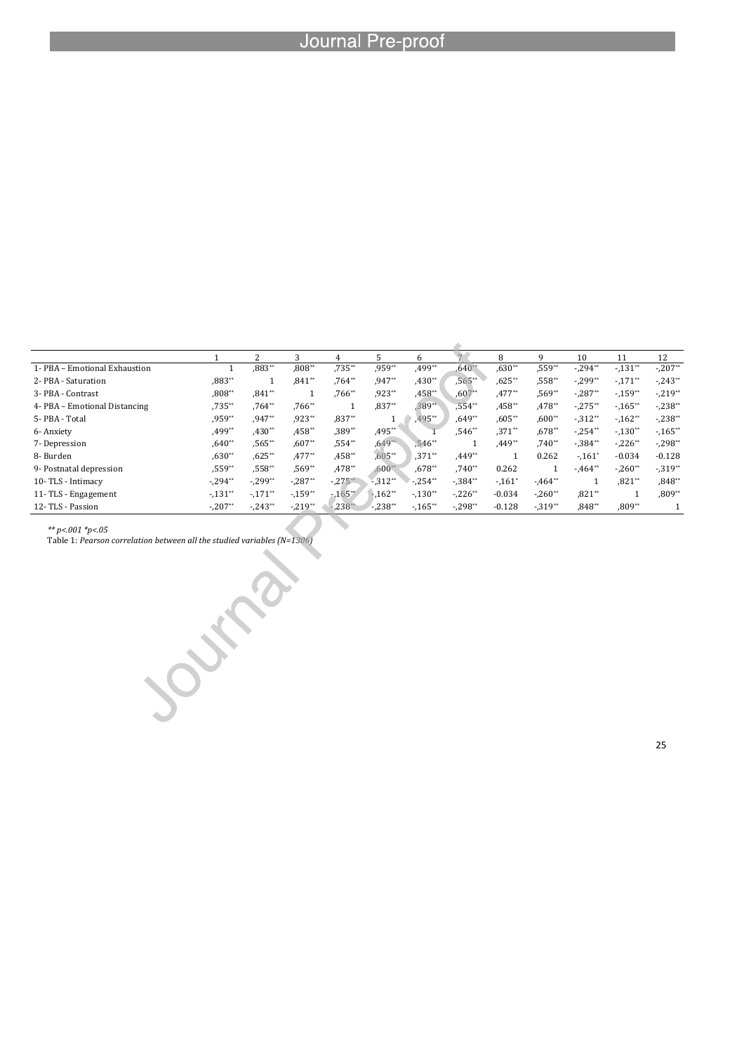| | 1 | 2 | 3 | 4 | 5 | 6 | 7 | 8 | 9 | 10 | 11 | 12 |
|---|---|---|---|---|---|---|---|---|---|---|---|---|
| 1- PBA – Emotional Exhaustion | 1 | ,883** | ,808** | ,735** | ,959** | ,499** | ,640** | ,630** | ,559** | -,294** | -,131** | -,207** |
| 2- PBA - Saturation | ,883** | 1 | ,841** | ,764** | ,947** | ,430** | ,565** | ,625** | ,558** | -,299** | -,171** | -,243** |
| 3- PBA - Contrast | ,808** | ,841** | 1 | ,766** | ,923** | ,458** | ,607** | ,477** | ,569** | -,287** | -,159** | -,219** |
| 4- PBA – Emotional Distancing | ,735** | ,764** | ,766** | 1 | ,837** | ,389** | ,554** | ,458** | ,478** | -,275** | -,165** | -,238** |
| 5- PBA - Total | ,959** | ,947** | ,923** | ,837** | 1 | ,495** | ,649** | ,605** | ,600** | -,312** | -,162** | -,238** |
| 6- Anxiety | ,499** | ,430** | ,458** | ,389** | ,495** | 1 | ,546** | ,371** | ,678** | -,254** | -,130** | -,165** |
| 7- Depression | ,640** | ,565** | ,607** | ,554** | ,649** | ,546** | 1 | ,449** | ,740** | -,384** | -,226** | -,298** |
| 8- Burden | ,630** | ,625** | ,477** | ,458** | ,605** | ,371** | ,449** | 1 | 0.262 | -,161* | -0.034 | -0.128 |
| 9- Postnatal depression | ,559** | ,558** | ,569** | ,478** | ,600** | ,678** | ,740** | 0.262 | 1 | -,464** | -,260** | -,319** |
| 10- TLS - Intimacy | -,294** | -,299** | -,287** | -,275** | -,312** | -,254** | -,384** | -,161* | -,464** | 1 | ,821** | ,848** |
| 11- TLS - Engagement | -,131** | -,171** | -,159** | -,165** | -,162** | -,130** | -,226** | -0.034 | -,260** | ,821** | 1 | ,809** |
| 12- TLS - Passion | -,207** | -,243** | -,219** | -,238** | -,238** | -,165** | -,298** | -0.128 | -,319** | ,848** | ,809** | 1 |

*** p<.001 *p<.05*

Table 1: *Pearson correlation between all the studied variables (N=1306)*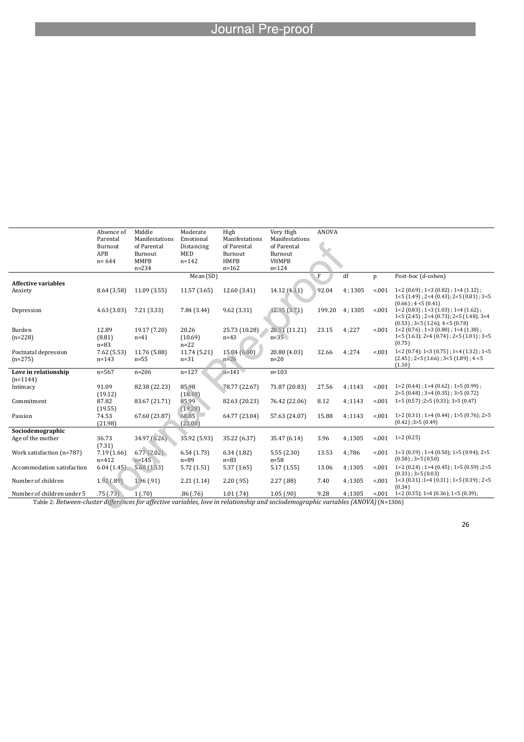| | Absence of Parental Burnout APB n= 644 | Middle Manifestations of Parental Burnout MMPB n=234 | Moderate Emotional Distancing MED n=142 | High Manifestations of Parental Burnout HMPB n=162 | Very High Manifestations of Parental Burnout VHMPB n=124 | ANOVA | | | |
|---|---|---|---|---|---|---|---|---|---|
| | | | Mean (SD) | | | F | df | p | Post-hoc (d-cohen) |
| **Affective variables** | | | | | | | | | |
| Anxiety | 8.64 (3.58) | 11.09 (3.55) | 11.57 (3.65) | 12.60 (3.41) | 14.12 (4.11) | 92.04 | 4 ; 1305 | <.001 | 1<2 (0.69) ; 1<3 (0.82) ; 1<4 (1.12) ; 1<5 (1.49) ; 2<4 (0.43); 2<5 (0.81) ; 3<5 (0.66) ; 4 <5 (0.41) |
| Depression | 4.63 (3.03) | 7.21 (3.33) | 7.84 (3.44) | 9.62 (3.31) | 12.35 (3.71) | 199.20 | 4 ; 1305 | <.001 | 1<2 (0.83) ; 1<3 (1.03) ; 1<4 (1.62) ; 1<5 (2.45) ; 2<4 (0.73); 2<5 (1.48); 3<4 (0.53) ; 3<5 (1.26); 4 <5 (0.78) |
| Burden (n=228) | 12.89 (8.81) n=83 | 19.17 (7.20) n=41 | 20.26 (10.69) n=22 | 25.73 (10.28) n=43 | 28.51 (11.21) n=35 | 23.15 | 4 ;227 | <.001 | 1<2 (0.76) ; 1<3 (0.80) ; 1<4 (1.38) ; 1<5 (1.63); 2<4 (0.74) ; 2<5 (1.01) ; 3<5 (0.75) |
| Postnatal depression (n=275) | 7.62 (5.53) n=143 | 11.76 (5.88) n=55 | 11.74 (5.21) n=31 | 15.04 (6.00) n=26 | 20.80 (4.03) n=20 | 32.66 | 4 ;274 | <.001 | 1<2 (0.74); 1<3 (0.75) ; 1<4 (1.32) ; 1<5 (2.45) ; 2<5 (1.66) ; 3<5 (1.89) ; 4 <5 (1.10) |
| **Love in relationship** (n=1144) | n=567 | n=206 | n=127 | n=141 | n=103 | | | | |
| Intimacy | 91.09 (19.12) | 82.38 (22.23) | 85.98 (18.48) | 78.77 (22.67) | 71.87 (20.83) | 27.56 | 4;1143 | <.001 | 1>2 (0.44) ; 1>4 (0.62) ; 1>5 (0.99) ; 2>5 (0.48) ; 3>4 (0.35) ; 3>5 (0.72) |
| Commitment | 87.82 (19.55) | 83.67 (21.71) | 85.99 (19.28) | 82.63 (20.23) | 76.42 (22.06) | 8.12 | 4;1143 | <.001 | 1>5 (0.57) ;2>5 (0.33); 3>5 (0.47) |
| Passion | 74.53 (21.98) | 67.60 (23.87) | 68.85 (22.08) | 64.77 (23.04) | 57.63 (24.07) | 15.88 | 4;1143 | <.001 | 1>2 (0.31) ; 1>4 (0.44) ; 1>5 (0.76); 2>5 (0.42) ;3>5 (0.49) |
| **Sociodemographic** | | | | | | | | | |
| Age of the mother | 36.73 (7.31) | 34.97 (6.26) | 35.92 (5.93) | 35.22 (6.37) | 35.47 (6.14) | 3.96 | 4 ;1305 | <.001 | 1>2 (0.25) |
| Work satisfaction (n=787) | 7.19 (1.66) n=412 | 6.77 (2.02) n=145 | 6.54 (1.73) n=89 | 6.34 (1.82) n=83 | 5.55 (2.30) n=58 | 13.53 | 4 ;786 | <.001 | 1>3 (0.39) ; 1>4 (0.50); 1>5 (0.94); 2>5 (0.58) ; 3>5 (0.50) |
| Accommodation satisfaction | 6.04 (1.45) | 5.68 (1.53) | 5.72 (1.51) | 5.37 (1.65) | 5.17 (1.55) | 13.06 | 4 ;1305 | <.001 | 1>2 (0.24) ; 1>4 (0.45) ; 1>5 (0.59) ;2>5 (0.33) ; 3>5 (0.03) |
| Number of children | 1.92 (.89) | 1.96 (.91) | 2.21 (1.14) | 2.20 (.95) | 2.27 (.88) | 7.40 | 4 ;1305 | <.001 | 1<3 (0.31) ;1<4 (0.31) ; 1<5 (0.39) ; 2<5 (0.34) |
| Number of children under 5 | .75 (.73) | 1 (.70) | .86 (.76) | 1.01 (.74) | 1.05 (.90) | 9.28 | 4 ;1305 | <.001 | 1<2 (0.35); 1<4 (0.36); 1<5 (0.39); |

Table 2: *Between-cluster differences for affective variables, love in relationship and sociodemographic variables (ANOVA)* (N=1306)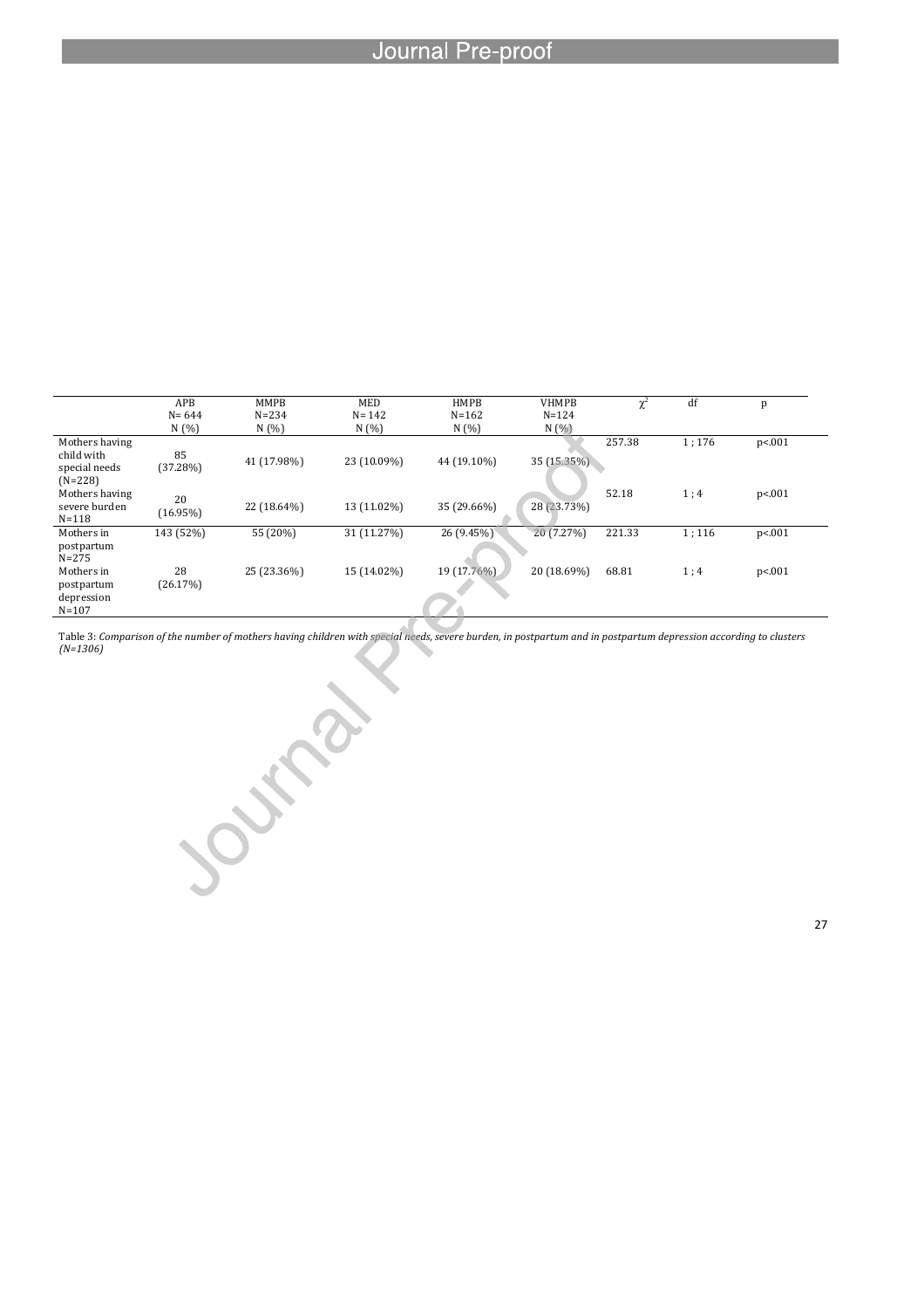| | APB N= 644 N (%) | MMPB N=234 N (%) | MED N= 142 N (%) | HMPB N=162 N (%) | VHMPB N=124 N (%) | $\chi^2$ | df | p |
|---|---|---|---|---|---|---|---|---|
| Mothers having child with special needs (N=228) | 85 (37.28%) | 41 (17.98%) | 23 (10.09%) | 44 (19.10%) | 35 (15.35%) | 257.38 | 1 ; 176 | p<.001 |
| Mothers having severe burden N=118 | 20 (16.95%) | 22 (18.64%) | 13 (11.02%) | 35 (29.66%) | 28 (23.73%) | 52.18 | 1 ; 4 | p<.001 |
| Mothers in postpartum N=275 | 143 (52%) | 55 (20%) | 31 (11.27%) | 26 (9.45%) | 20 (7.27%) | 221.33 | 1 ; 116 | p<.001 |
| Mothers in postpartum depression N=107 | 28 (26.17%) | 25 (23.36%) | 15 (14.02%) | 19 (17.76%) | 20 (18.69%) | 68.81 | 1 ; 4 | p<.001 |

Table 3: *Comparison of the number of mothers having children with special needs, severe burden, in postpartum and in postpartum depression according to clusters (N=1306)*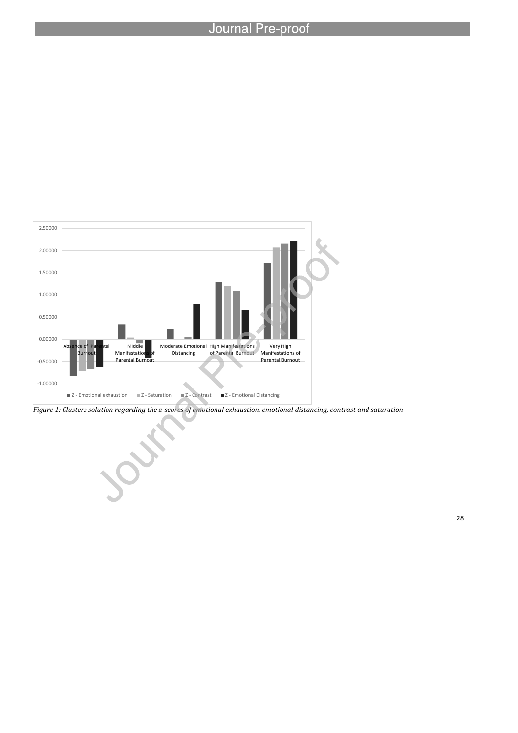2.50000
2.00000
1.50000
1.00000
0.50000
0.00000
-0.50000
-1.00000

Absence of Parental Burnout
Middle Manifestations of Parental Burnout
Moderate Emotional Distancing
High Manifestations of Parental Burnout
Very High Manifestations of Parental Burnout

Z - Emotional exhaustion
Z - Saturation
Z - Contrast
Z - Emotional Distancing

*Figure 1: Clusters solution regarding the z-scores of emotional exhaustion, emotional distancing, contrast and saturation*